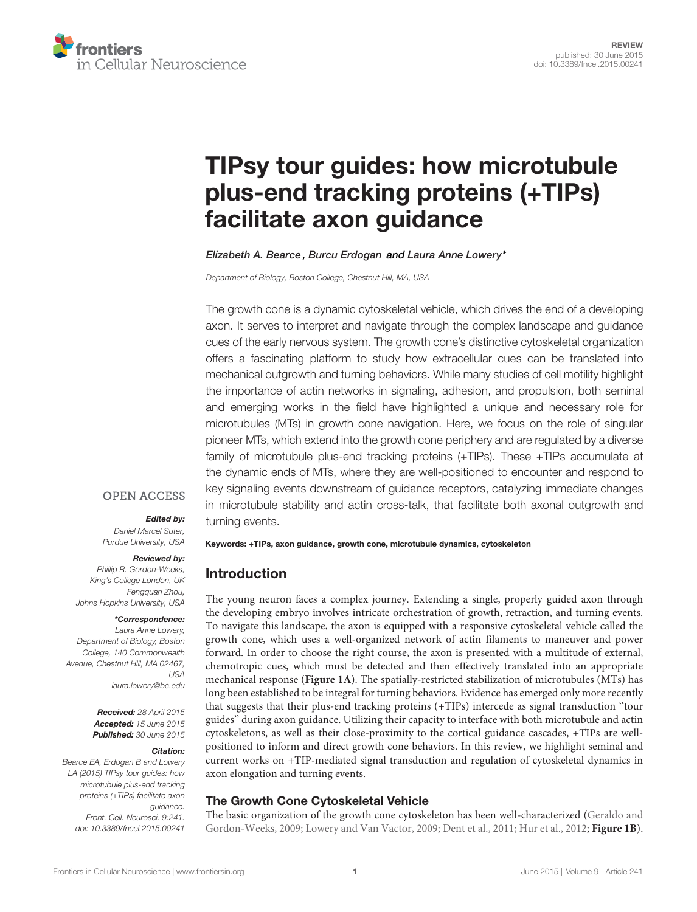REVIEW
published: 30 June 2015
doi: 10.3389/fncel.2015.00241

# TIPsy tour guides: how microtubule plus-end tracking proteins (+TIPs) facilitate axon guidance

*Elizabeth A. Bearce, Burcu Erdogan and Laura Anne Lowery**

*Department of Biology, Boston College, Chestnut Hill, MA, USA*

The growth cone is a dynamic cytoskeletal vehicle, which drives the end of a developing axon. It serves to interpret and navigate through the complex landscape and guidance cues of the early nervous system. The growth cone's distinctive cytoskeletal organization offers a fascinating platform to study how extracellular cues can be translated into mechanical outgrowth and turning behaviors. While many studies of cell motility highlight the importance of actin networks in signaling, adhesion, and propulsion, both seminal and emerging works in the field have highlighted a unique and necessary role for microtubules (MTs) in growth cone navigation. Here, we focus on the role of singular pioneer MTs, which extend into the growth cone periphery and are regulated by a diverse family of microtubule plus-end tracking proteins (+TIPs). These +TIPs accumulate at the dynamic ends of MTs, where they are well-positioned to encounter and respond to key signaling events downstream of guidance receptors, catalyzing immediate changes in microtubule stability and actin cross-talk, that facilitate both axonal outgrowth and turning events.

**Keywords: +TIPs, axon guidance, growth cone, microtubule dynamics, cytoskeleton**

OPEN ACCESS

***Edited by:***
*Daniel Marcel Suter, Purdue University, USA*

***Reviewed by:***
*Phillip R. Gordon-Weeks, King's College London, UK*
*Fengquan Zhou, Johns Hopkins University, USA*

***\*Correspondence:***
*Laura Anne Lowery, Department of Biology, Boston College, 140 Commonwealth Avenue, Chestnut Hill, MA 02467, USA*
*laura.lowery@bc.edu*

***Received:*** *28 April 2015*
***Accepted:*** *15 June 2015*
***Published:*** *30 June 2015*

***Citation:***
*Bearce EA, Erdogan B and Lowery LA (2015) TIPsy tour guides: how microtubule plus-end tracking proteins (+TIPs) facilitate axon guidance. Front. Cell. Neurosci. 9:241. doi: 10.3389/fncel.2015.00241*

## Introduction

The young neuron faces a complex journey. Extending a single, properly guided axon through the developing embryo involves intricate orchestration of growth, retraction, and turning events. To navigate this landscape, the axon is equipped with a responsive cytoskeletal vehicle called the growth cone, which uses a well-organized network of actin filaments to maneuver and power forward. In order to choose the right course, the axon is presented with a multitude of external, chemotropic cues, which must be detected and then effectively translated into an appropriate mechanical response (**Figure 1A**). The spatially-restricted stabilization of microtubules (MTs) has long been established to be integral for turning behaviors. Evidence has emerged only more recently that suggests that their plus-end tracking proteins (+TIPs) intercede as signal transduction "tour guides" during axon guidance. Utilizing their capacity to interface with both microtubule and actin cytoskeletons, as well as their close-proximity to the cortical guidance cascades, +TIPs are well-positioned to inform and direct growth cone behaviors. In this review, we highlight seminal and current works on +TIP-mediated signal transduction and regulation of cytoskeletal dynamics in axon elongation and turning events.

### The Growth Cone Cytoskeletal Vehicle

The basic organization of the growth cone cytoskeleton has been well-characterized (Geraldo and Gordon-Weeks, 2009; Lowery and Van Vactor, 2009; Dent et al., 2011; Hur et al., 2012; **Figure 1B**).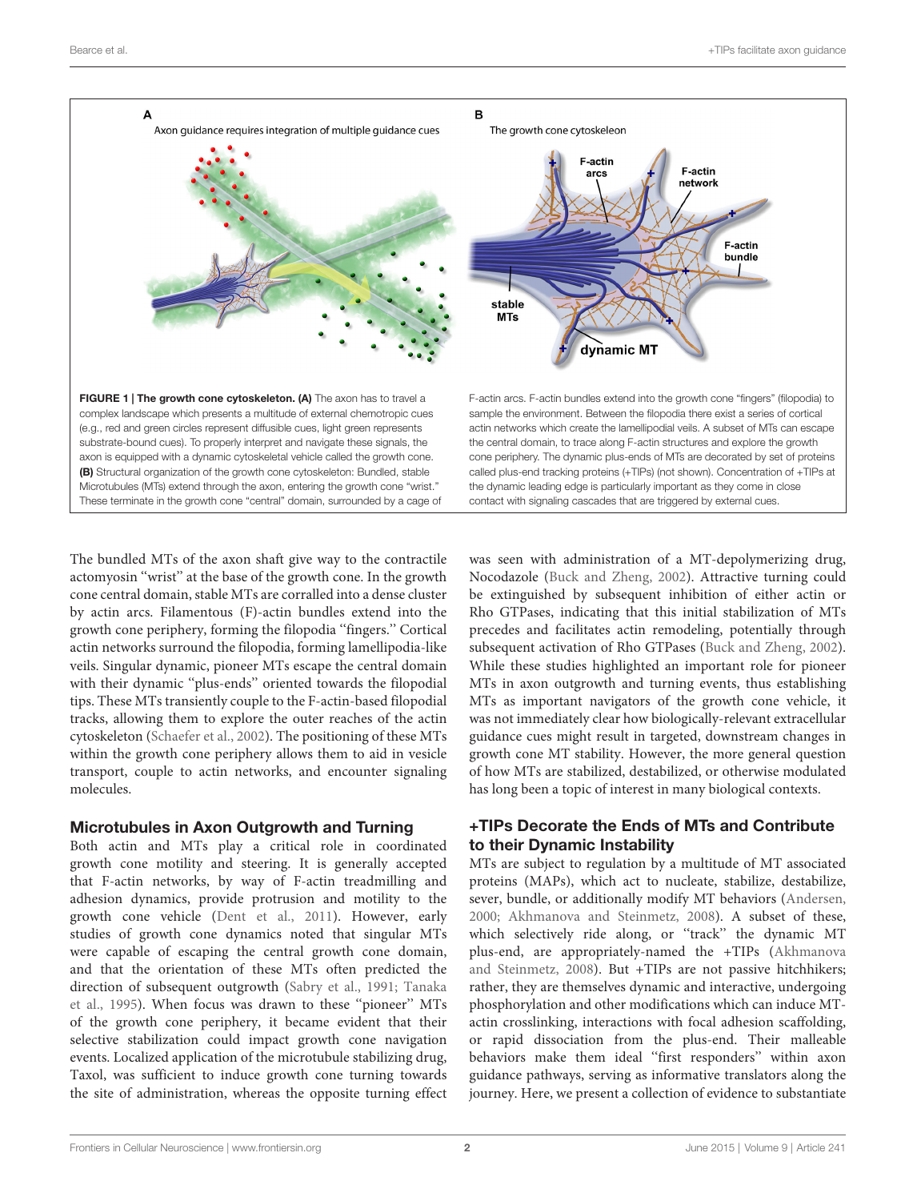FIGURE 1 | The growth cone cytoskeleton. (A) The axon has to travel a complex landscape which presents a multitude of external chemotropic cues (e.g., red and green circles represent diffusible cues, light green represents substrate-bound cues). To properly interpret and navigate these signals, the axon is equipped with a dynamic cytoskeletal vehicle called the growth cone. (B) Structural organization of the growth cone cytoskeleton: Bundled, stable Microtubules (MTs) extend through the axon, entering the growth cone "wrist." These terminate in the growth cone "central" domain, surrounded by a cage of F-actin arcs. F-actin bundles extend into the growth cone "fingers" (filopodia) to sample the environment. Between the filopodia there exist a series of cortical actin networks which create the lamellipodial veils. A subset of MTs can escape the central domain, to trace along F-actin structures and explore the growth cone periphery. The dynamic plus-ends of MTs are decorated by set of proteins called plus-end tracking proteins (+TIPs) (not shown). Concentration of +TIPs at the dynamic leading edge is particularly important as they come in close contact with signaling cascades that are triggered by external cues.

The bundled MTs of the axon shaft give way to the contractile actomyosin "wrist" at the base of the growth cone. In the growth cone central domain, stable MTs are corralled into a dense cluster by actin arcs. Filamentous (F)-actin bundles extend into the growth cone periphery, forming the filopodia "fingers." Cortical actin networks surround the filopodia, forming lamellipodia-like veils. Singular dynamic, pioneer MTs escape the central domain with their dynamic "plus-ends" oriented towards the filopodial tips. These MTs transiently couple to the F-actin-based filopodial tracks, allowing them to explore the outer reaches of the actin cytoskeleton (Schaefer et al., 2002). The positioning of these MTs within the growth cone periphery allows them to aid in vesicle transport, couple to actin networks, and encounter signaling molecules.

## Microtubules in Axon Outgrowth and Turning

Both actin and MTs play a critical role in coordinated growth cone motility and steering. It is generally accepted that F-actin networks, by way of F-actin treadmilling and adhesion dynamics, provide protrusion and motility to the growth cone vehicle (Dent et al., 2011). However, early studies of growth cone dynamics noted that singular MTs were capable of escaping the central growth cone domain, and that the orientation of these MTs often predicted the direction of subsequent outgrowth (Sabry et al., 1991; Tanaka et al., 1995). When focus was drawn to these "pioneer" MTs of the growth cone periphery, it became evident that their selective stabilization could impact growth cone navigation events. Localized application of the microtubule stabilizing drug, Taxol, was sufficient to induce growth cone turning towards the site of administration, whereas the opposite turning effect was seen with administration of a MT-depolymerizing drug, Nocodazole (Buck and Zheng, 2002). Attractive turning could be extinguished by subsequent inhibition of either actin or Rho GTPases, indicating that this initial stabilization of MTs precedes and facilitates actin remodeling, potentially through subsequent activation of Rho GTPases (Buck and Zheng, 2002). While these studies highlighted an important role for pioneer MTs in axon outgrowth and turning events, thus establishing MTs as important navigators of the growth cone vehicle, it was not immediately clear how biologically-relevant extracellular guidance cues might result in targeted, downstream changes in growth cone MT stability. However, the more general question of how MTs are stabilized, destabilized, or otherwise modulated has long been a topic of interest in many biological contexts.

## +TIPs Decorate the Ends of MTs and Contribute to their Dynamic Instability

MTs are subject to regulation by a multitude of MT associated proteins (MAPs), which act to nucleate, stabilize, destabilize, sever, bundle, or additionally modify MT behaviors (Andersen, 2000; Akhmanova and Steinmetz, 2008). A subset of these, which selectively ride along, or "track" the dynamic MT plus-end, are appropriately-named the +TIPs (Akhmanova and Steinmetz, 2008). But +TIPs are not passive hitchhikers; rather, they are themselves dynamic and interactive, undergoing phosphorylation and other modifications which can induce MT-actin crosslinking, interactions with focal adhesion scaffolding, or rapid dissociation from the plus-end. Their malleable behaviors make them ideal "first responders" within axon guidance pathways, serving as informative translators along the journey. Here, we present a collection of evidence to substantiate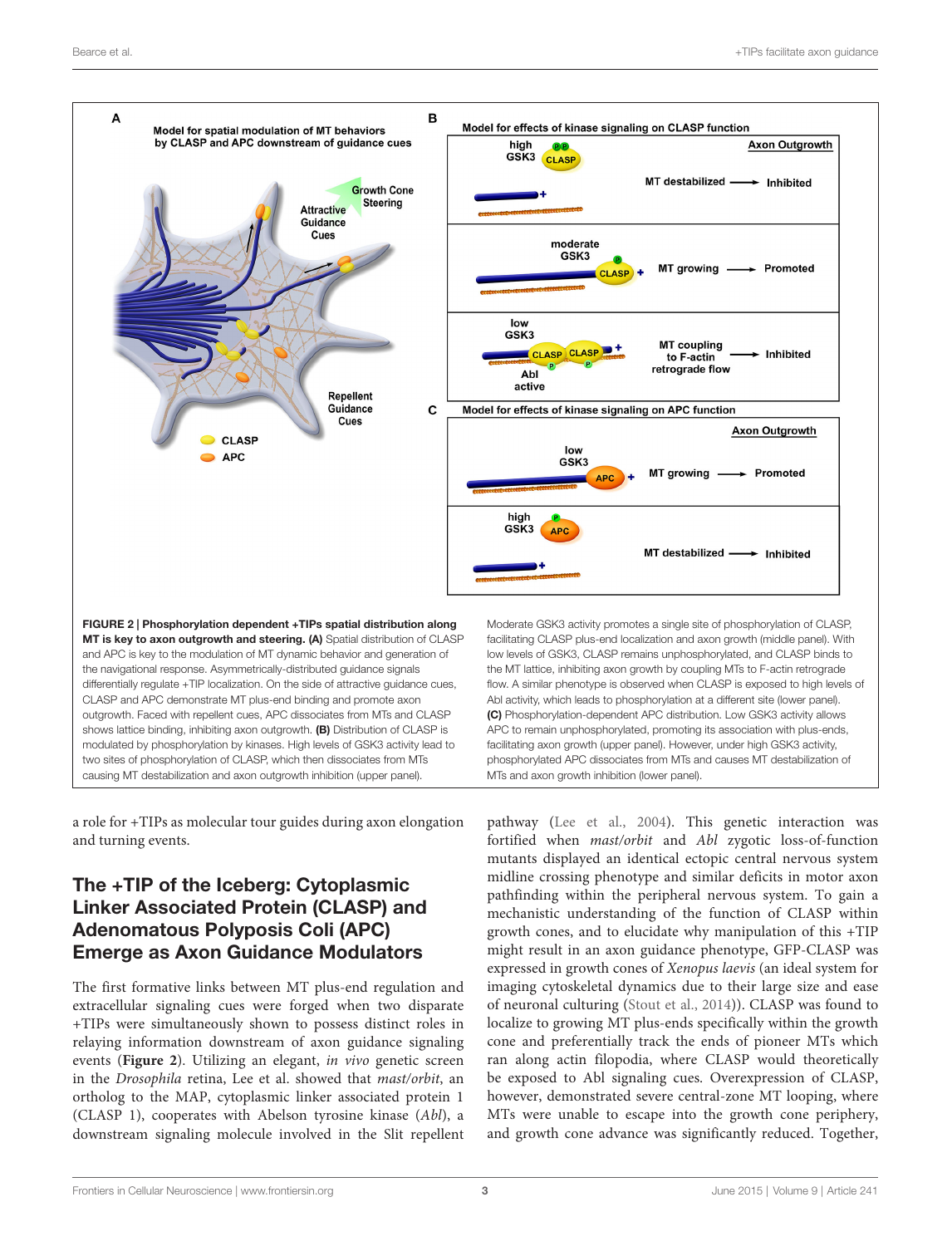**FIGURE 2 | Phosphorylation dependent +TIPs spatial distribution along MT is key to axon outgrowth and steering. (A)** Spatial distribution of CLASP and APC is key to the modulation of MT dynamic behavior and generation of the navigational response. Asymmetrically-distributed guidance signals differentially regulate +TIP localization. On the side of attractive guidance cues, CLASP and APC demonstrate MT plus-end binding and promote axon outgrowth. Faced with repellent cues, APC dissociates from MTs and CLASP shows lattice binding, inhibiting axon outgrowth. **(B)** Distribution of CLASP is modulated by phosphorylation by kinases. High levels of GSK3 activity lead to two sites of phosphorylation of CLASP, which then dissociates from MTs causing MT destabilization and axon outgrowth inhibition (upper panel). Moderate GSK3 activity promotes a single site of phosphorylation of CLASP, facilitating CLASP plus-end localization and axon growth (middle panel). With low levels of GSK3, CLASP remains unphosphorylated, and CLASP binds to the MT lattice, inhibiting axon growth by coupling MTs to F-actin retrograde flow. A similar phenotype is observed when CLASP is exposed to high levels of Abl activity, which leads to phosphorylation at a different site (lower panel). **(C)** Phosphorylation-dependent APC distribution. Low GSK3 activity allows APC to remain unphosphorylated, promoting its association with plus-ends, facilitating axon growth (upper panel). However, under high GSK3 activity, phosphorylated APC dissociates from MTs and causes MT destabilization of MTs and axon growth inhibition (lower panel).

a role for +TIPs as molecular tour guides during axon elongation and turning events.

## The +TIP of the Iceberg: Cytoplasmic Linker Associated Protein (CLASP) and Adenomatous Polyposis Coli (APC) Emerge as Axon Guidance Modulators

The first formative links between MT plus-end regulation and extracellular signaling cues were forged when two disparate +TIPs were simultaneously shown to possess distinct roles in relaying information downstream of axon guidance signaling events (**Figure 2**). Utilizing an elegant, *in vivo* genetic screen in the *Drosophila* retina, Lee et al. showed that *mast/orbit*, an ortholog to the MAP, cytoplasmic linker associated protein 1 (CLASP 1), cooperates with Abelson tyrosine kinase (*Abl*), a downstream signaling molecule involved in the Slit repellent pathway (Lee et al., 2004). This genetic interaction was fortified when *mast/orbit* and *Abl* zygotic loss-of-function mutants displayed an identical ectopic central nervous system midline crossing phenotype and similar deficits in motor axon pathfinding within the peripheral nervous system. To gain a mechanistic understanding of the function of CLASP within growth cones, and to elucidate why manipulation of this +TIP might result in an axon guidance phenotype, GFP-CLASP was expressed in growth cones of *Xenopus laevis* (an ideal system for imaging cytoskeletal dynamics due to their large size and ease of neuronal culturing (Stout et al., 2014)). CLASP was found to localize to growing MT plus-ends specifically within the growth cone and preferentially track the ends of pioneer MTs which ran along actin filopodia, where CLASP would theoretically be exposed to Abl signaling cues. Overexpression of CLASP, however, demonstrated severe central-zone MT looping, where MTs were unable to escape into the growth cone periphery, and growth cone advance was significantly reduced. Together,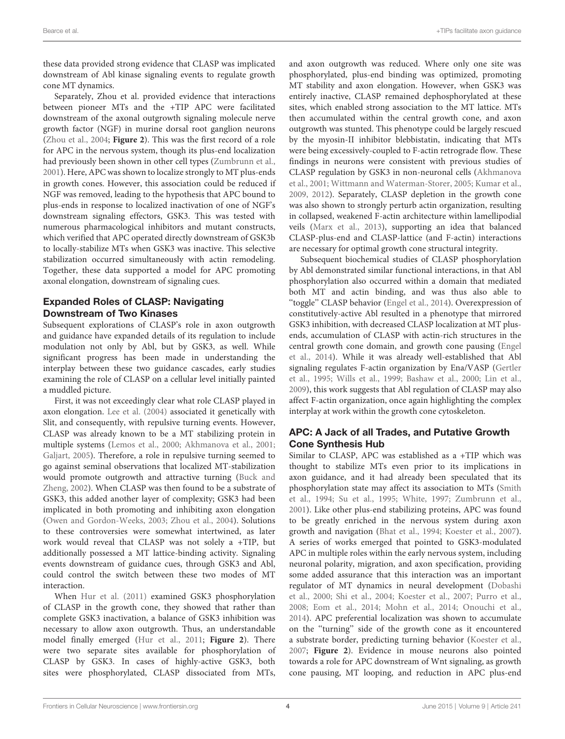these data provided strong evidence that CLASP was implicated downstream of Abl kinase signaling events to regulate growth cone MT dynamics.

Separately, Zhou et al. provided evidence that interactions between pioneer MTs and the +TIP APC were facilitated downstream of the axonal outgrowth signaling molecule nerve growth factor (NGF) in murine dorsal root ganglion neurons (Zhou et al., 2004; **Figure 2**). This was the first record of a role for APC in the nervous system, though its plus-end localization had previously been shown in other cell types (Zumbrunn et al., 2001). Here, APC was shown to localize strongly to MT plus-ends in growth cones. However, this association could be reduced if NGF was removed, leading to the hypothesis that APC bound to plus-ends in response to localized inactivation of one of NGF's downstream signaling effectors, GSK3. This was tested with numerous pharmacological inhibitors and mutant constructs, which verified that APC operated directly downstream of GSK3b to locally-stabilize MTs when GSK3 was inactive. This selective stabilization occurred simultaneously with actin remodeling. Together, these data supported a model for APC promoting axonal elongation, downstream of signaling cues.

## Expanded Roles of CLASP: Navigating Downstream of Two Kinases

Subsequent explorations of CLASP's role in axon outgrowth and guidance have expanded details of its regulation to include modulation not only by Abl, but by GSK3, as well. While significant progress has been made in understanding the interplay between these two guidance cascades, early studies examining the role of CLASP on a cellular level initially painted a muddled picture.

First, it was not exceedingly clear what role CLASP played in axon elongation. Lee et al. (2004) associated it genetically with Slit, and consequently, with repulsive turning events. However, CLASP was already known to be a MT stabilizing protein in multiple systems (Lemos et al., 2000; Akhmanova et al., 2001; Galjart, 2005). Therefore, a role in repulsive turning seemed to go against seminal observations that localized MT-stabilization would promote outgrowth and attractive turning (Buck and Zheng, 2002). When CLASP was then found to be a substrate of GSK3, this added another layer of complexity; GSK3 had been implicated in both promoting and inhibiting axon elongation (Owen and Gordon-Weeks, 2003; Zhou et al., 2004). Solutions to these controversies were somewhat intertwined, as later work would reveal that CLASP was not solely a +TIP, but additionally possessed a MT lattice-binding activity. Signaling events downstream of guidance cues, through GSK3 and Abl, could control the switch between these two modes of MT interaction.

When Hur et al. (2011) examined GSK3 phosphorylation of CLASP in the growth cone, they showed that rather than complete GSK3 inactivation, a balance of GSK3 inhibition was necessary to allow axon outgrowth. Thus, an understandable model finally emerged (Hur et al., 2011; **Figure 2**). There were two separate sites available for phosphorylation of CLASP by GSK3. In cases of highly-active GSK3, both sites were phosphorylated, CLASP dissociated from MTs, and axon outgrowth was reduced. Where only one site was phosphorylated, plus-end binding was optimized, promoting MT stability and axon elongation. However, when GSK3 was entirely inactive, CLASP remained dephosphorylated at these sites, which enabled strong association to the MT lattice. MTs then accumulated within the central growth cone, and axon outgrowth was stunted. This phenotype could be largely rescued by the myosin-II inhibitor blebbistatin, indicating that MTs were being excessively-coupled to F-actin retrograde flow. These findings in neurons were consistent with previous studies of CLASP regulation by GSK3 in non-neuronal cells (Akhmanova et al., 2001; Wittmann and Waterman-Storer, 2005; Kumar et al., 2009, 2012). Separately, CLASP depletion in the growth cone was also shown to strongly perturb actin organization, resulting in collapsed, weakened F-actin architecture within lamellipodial veils (Marx et al., 2013), supporting an idea that balanced CLASP-plus-end and CLASP-lattice (and F-actin) interactions are necessary for optimal growth cone structural integrity.

Subsequent biochemical studies of CLASP phosphorylation by Abl demonstrated similar functional interactions, in that Abl phosphorylation also occurred within a domain that mediated both MT and actin binding, and was thus also able to "toggle" CLASP behavior (Engel et al., 2014). Overexpression of constitutively-active Abl resulted in a phenotype that mirrored GSK3 inhibition, with decreased CLASP localization at MT plus-ends, accumulation of CLASP with actin-rich structures in the central growth cone domain, and growth cone pausing (Engel et al., 2014). While it was already well-established that Abl signaling regulates F-actin organization by Ena/VASP (Gertler et al., 1995; Wills et al., 1999; Bashaw et al., 2000; Lin et al., 2009), this work suggests that Abl regulation of CLASP may also affect F-actin organization, once again highlighting the complex interplay at work within the growth cone cytoskeleton.

## APC: A Jack of all Trades, and Putative Growth Cone Synthesis Hub

Similar to CLASP, APC was established as a +TIP which was thought to stabilize MTs even prior to its implications in axon guidance, and it had already been speculated that its phosphorylation state may affect its association to MTs (Smith et al., 1994; Su et al., 1995; White, 1997; Zumbrunn et al., 2001). Like other plus-end stabilizing proteins, APC was found to be greatly enriched in the nervous system during axon growth and navigation (Bhat et al., 1994; Koester et al., 2007). A series of works emerged that pointed to GSK3-modulated APC in multiple roles within the early nervous system, including neuronal polarity, migration, and axon specification, providing some added assurance that this interaction was an important regulator of MT dynamics in neural development (Dobashi et al., 2000; Shi et al., 2004; Koester et al., 2007; Purro et al., 2008; Eom et al., 2014; Mohn et al., 2014; Onouchi et al., 2014). APC preferential localization was shown to accumulate on the "turning" side of the growth cone as it encountered a substrate border, predicting turning behavior (Koester et al., 2007; **Figure 2**). Evidence in mouse neurons also pointed towards a role for APC downstream of Wnt signaling, as growth cone pausing, MT looping, and reduction in APC plus-end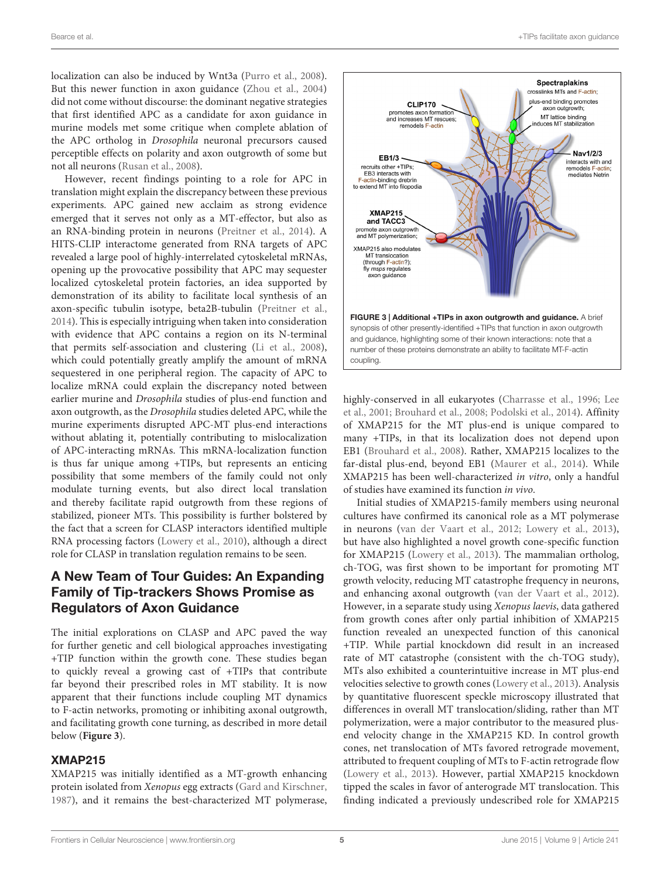localization can also be induced by Wnt3a (Purro et al., 2008). But this newer function in axon guidance (Zhou et al., 2004) did not come without discourse: the dominant negative strategies that first identified APC as a candidate for axon guidance in murine models met some critique when complete ablation of the APC ortholog in *Drosophila* neuronal precursors caused perceptible effects on polarity and axon outgrowth of some but not all neurons (Rusan et al., 2008).

However, recent findings pointing to a role for APC in translation might explain the discrepancy between these previous experiments. APC gained new acclaim as strong evidence emerged that it serves not only as a MT-effector, but also as an RNA-binding protein in neurons (Preitner et al., 2014). A HITS-CLIP interactome generated from RNA targets of APC revealed a large pool of highly-interrelated cytoskeletal mRNAs, opening up the provocative possibility that APC may sequester localized cytoskeletal protein factories, an idea supported by demonstration of its ability to facilitate local synthesis of an axon-specific tubulin isotype, beta2B-tubulin (Preitner et al., 2014). This is especially intriguing when taken into consideration with evidence that APC contains a region on its N-terminal that permits self-association and clustering (Li et al., 2008), which could potentially greatly amplify the amount of mRNA sequestered in one peripheral region. The capacity of APC to localize mRNA could explain the discrepancy noted between earlier murine and *Drosophila* studies of plus-end function and axon outgrowth, as the *Drosophila* studies deleted APC, while the murine experiments disrupted APC-MT plus-end interactions without ablating it, potentially contributing to mislocalization of APC-interacting mRNAs. This mRNA-localization function is thus far unique among +TIPs, but represents an enticing possibility that some members of the family could not only modulate turning events, but also direct local translation and thereby facilitate rapid outgrowth from these regions of stabilized, pioneer MTs. This possibility is further bolstered by the fact that a screen for CLASP interactors identified multiple RNA processing factors (Lowery et al., 2010), although a direct role for CLASP in translation regulation remains to be seen.

## A New Team of Tour Guides: An Expanding Family of Tip-trackers Shows Promise as Regulators of Axon Guidance

The initial explorations on CLASP and APC paved the way for further genetic and cell biological approaches investigating +TIP function within the growth cone. These studies began to quickly reveal a growing cast of +TIPs that contribute far beyond their prescribed roles in MT stability. It is now apparent that their functions include coupling MT dynamics to F-actin networks, promoting or inhibiting axonal outgrowth, and facilitating growth cone turning, as described in more detail below (**Figure 3**).

### XMAP215

XMAP215 was initially identified as a MT-growth enhancing protein isolated from *Xenopus* egg extracts (Gard and Kirschner, 1987), and it remains the best-characterized MT polymerase, highly-conserved in all eukaryotes (Charrasse et al., 1996; Lee et al., 2001; Brouhard et al., 2008; Podolski et al., 2014). Affinity of XMAP215 for the MT plus-end is unique compared to many +TIPs, in that its localization does not depend upon EB1 (Brouhard et al., 2008). Rather, XMAP215 localizes to the far-distal plus-end, beyond EB1 (Maurer et al., 2014). While XMAP215 has been well-characterized *in vitro*, only a handful of studies have examined its function *in vivo*.

**FIGURE 3 | Additional +TIPs in axon outgrowth and guidance.** A brief synopsis of other presently-identified +TIPs that function in axon outgrowth and guidance, highlighting some of their known interactions: note that a number of these proteins demonstrate an ability to facilitate MT-F-actin coupling.

Initial studies of XMAP215-family members using neuronal cultures have confirmed its canonical role as a MT polymerase in neurons (van der Vaart et al., 2012; Lowery et al., 2013), but have also highlighted a novel growth cone-specific function for XMAP215 (Lowery et al., 2013). The mammalian ortholog, ch-TOG, was first shown to be important for promoting MT growth velocity, reducing MT catastrophe frequency in neurons, and enhancing axonal outgrowth (van der Vaart et al., 2012). However, in a separate study using *Xenopus laevis*, data gathered from growth cones after only partial inhibition of XMAP215 function revealed an unexpected function of this canonical +TIP. While partial knockdown did result in an increased rate of MT catastrophe (consistent with the ch-TOG study), MTs also exhibited a counterintuitive increase in MT plus-end velocities selective to growth cones (Lowery et al., 2013). Analysis by quantitative fluorescent speckle microscopy illustrated that differences in overall MT translocation/sliding, rather than MT polymerization, were a major contributor to the measured plus-end velocity change in the XMAP215 KD. In control growth cones, net translocation of MTs favored retrograde movement, attributed to frequent coupling of MTs to F-actin retrograde flow (Lowery et al., 2013). However, partial XMAP215 knockdown tipped the scales in favor of anterograde MT translocation. This finding indicated a previously undescribed role for XMAP215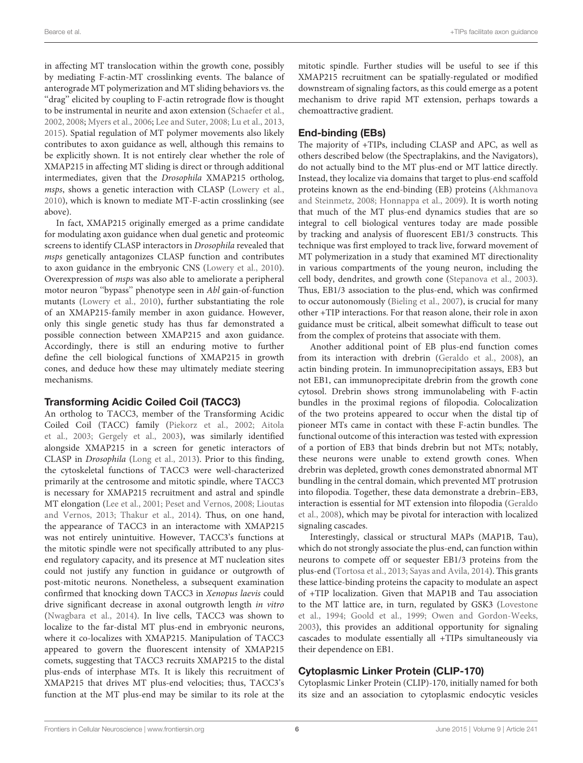in affecting MT translocation within the growth cone, possibly by mediating F-actin-MT crosslinking events. The balance of anterograde MT polymerization and MT sliding behaviors vs. the "drag" elicited by coupling to F-actin retrograde flow is thought to be instrumental in neurite and axon extension (Schaefer et al., 2002, 2008; Myers et al., 2006; Lee and Suter, 2008; Lu et al., 2013, 2015). Spatial regulation of MT polymer movements also likely contributes to axon guidance as well, although this remains to be explicitly shown. It is not entirely clear whether the role of XMAP215 in affecting MT sliding is direct or through additional intermediates, given that the *Drosophila* XMAP215 ortholog, *msps*, shows a genetic interaction with CLASP (Lowery et al., 2010), which is known to mediate MT-F-actin crosslinking (see above).

In fact, XMAP215 originally emerged as a prime candidate for modulating axon guidance when dual genetic and proteomic screens to identify CLASP interactors in *Drosophila* revealed that *msps* genetically antagonizes CLASP function and contributes to axon guidance in the embryonic CNS (Lowery et al., 2010). Overexpression of *msps* was also able to ameliorate a peripheral motor neuron "bypass" phenotype seen in *Abl* gain-of-function mutants (Lowery et al., 2010), further substantiating the role of an XMAP215-family member in axon guidance. However, only this single genetic study has thus far demonstrated a possible connection between XMAP215 and axon guidance. Accordingly, there is still an enduring motive to further define the cell biological functions of XMAP215 in growth cones, and deduce how these may ultimately mediate steering mechanisms.

## Transforming Acidic Coiled Coil (TACC3)

An ortholog to TACC3, member of the Transforming Acidic Coiled Coil (TACC) family (Piekorz et al., 2002; Aitola et al., 2003; Gergely et al., 2003), was similarly identified alongside XMAP215 in a screen for genetic interactors of CLASP in *Drosophila* (Long et al., 2013). Prior to this finding, the cytoskeletal functions of TACC3 were well-characterized primarily at the centrosome and mitotic spindle, where TACC3 is necessary for XMAP215 recruitment and astral and spindle MT elongation (Lee et al., 2001; Peset and Vernos, 2008; Lioutas and Vernos, 2013; Thakur et al., 2014). Thus, on one hand, the appearance of TACC3 in an interactome with XMAP215 was not entirely unintuitive. However, TACC3's functions at the mitotic spindle were not specifically attributed to any plus-end regulatory capacity, and its presence at MT nucleation sites could not justify any function in guidance or outgrowth of post-mitotic neurons. Nonetheless, a subsequent examination confirmed that knocking down TACC3 in *Xenopus laevis* could drive significant decrease in axonal outgrowth length *in vitro* (Nwagbara et al., 2014). In live cells, TACC3 was shown to localize to the far-distal MT plus-end in embryonic neurons, where it co-localizes with XMAP215. Manipulation of TACC3 appeared to govern the fluorescent intensity of XMAP215 comets, suggesting that TACC3 recruits XMAP215 to the distal plus-ends of interphase MTs. It is likely this recruitment of XMAP215 that drives MT plus-end velocities; thus, TACC3's function at the MT plus-end may be similar to its role at the mitotic spindle. Further studies will be useful to see if this XMAP215 recruitment can be spatially-regulated or modified downstream of signaling factors, as this could emerge as a potent mechanism to drive rapid MT extension, perhaps towards a chemoattractive gradient.

## End-binding (EBs)

The majority of +TIPs, including CLASP and APC, as well as others described below (the Spectraplakins, and the Navigators), do not actually bind to the MT plus-end or MT lattice directly. Instead, they localize via domains that target to plus-end scaffold proteins known as the end-binding (EB) proteins (Akhmanova and Steinmetz, 2008; Honnappa et al., 2009). It is worth noting that much of the MT plus-end dynamics studies that are so integral to cell biological ventures today are made possible by tracking and analysis of fluorescent EB1/3 constructs. This technique was first employed to track live, forward movement of MT polymerization in a study that examined MT directionality in various compartments of the young neuron, including the cell body, dendrites, and growth cone (Stepanova et al., 2003). Thus, EB1/3 association to the plus-end, which was confirmed to occur autonomously (Bieling et al., 2007), is crucial for many other +TIP interactions. For that reason alone, their role in axon guidance must be critical, albeit somewhat difficult to tease out from the complex of proteins that associate with them.

Another additional point of EB plus-end function comes from its interaction with drebrin (Geraldo et al., 2008), an actin binding protein. In immunoprecipitation assays, EB3 but not EB1, can immunoprecipitate drebrin from the growth cone cytosol. Drebrin shows strong immunolabeling with F-actin bundles in the proximal regions of filopodia. Colocalization of the two proteins appeared to occur when the distal tip of pioneer MTs came in contact with these F-actin bundles. The functional outcome of this interaction was tested with expression of a portion of EB3 that binds drebrin but not MTs; notably, these neurons were unable to extend growth cones. When drebrin was depleted, growth cones demonstrated abnormal MT bundling in the central domain, which prevented MT protrusion into filopodia. Together, these data demonstrate a drebrin–EB3, interaction is essential for MT extension into filopodia (Geraldo et al., 2008), which may be pivotal for interaction with localized signaling cascades.

Interestingly, classical or structural MAPs (MAP1B, Tau), which do not strongly associate the plus-end, can function within neurons to compete off or sequester EB1/3 proteins from the plus-end (Tortosa et al., 2013; Sayas and Avila, 2014). This grants these lattice-binding proteins the capacity to modulate an aspect of +TIP localization. Given that MAP1B and Tau association to the MT lattice are, in turn, regulated by GSK3 (Lovestone et al., 1994; Goold et al., 1999; Owen and Gordon-Weeks, 2003), this provides an additional opportunity for signaling cascades to modulate essentially all +TIPs simultaneously via their dependence on EB1.

## Cytoplasmic Linker Protein (CLIP-170)

Cytoplasmic Linker Protein (CLIP)-170, initially named for both its size and an association to cytoplasmic endocytic vesicles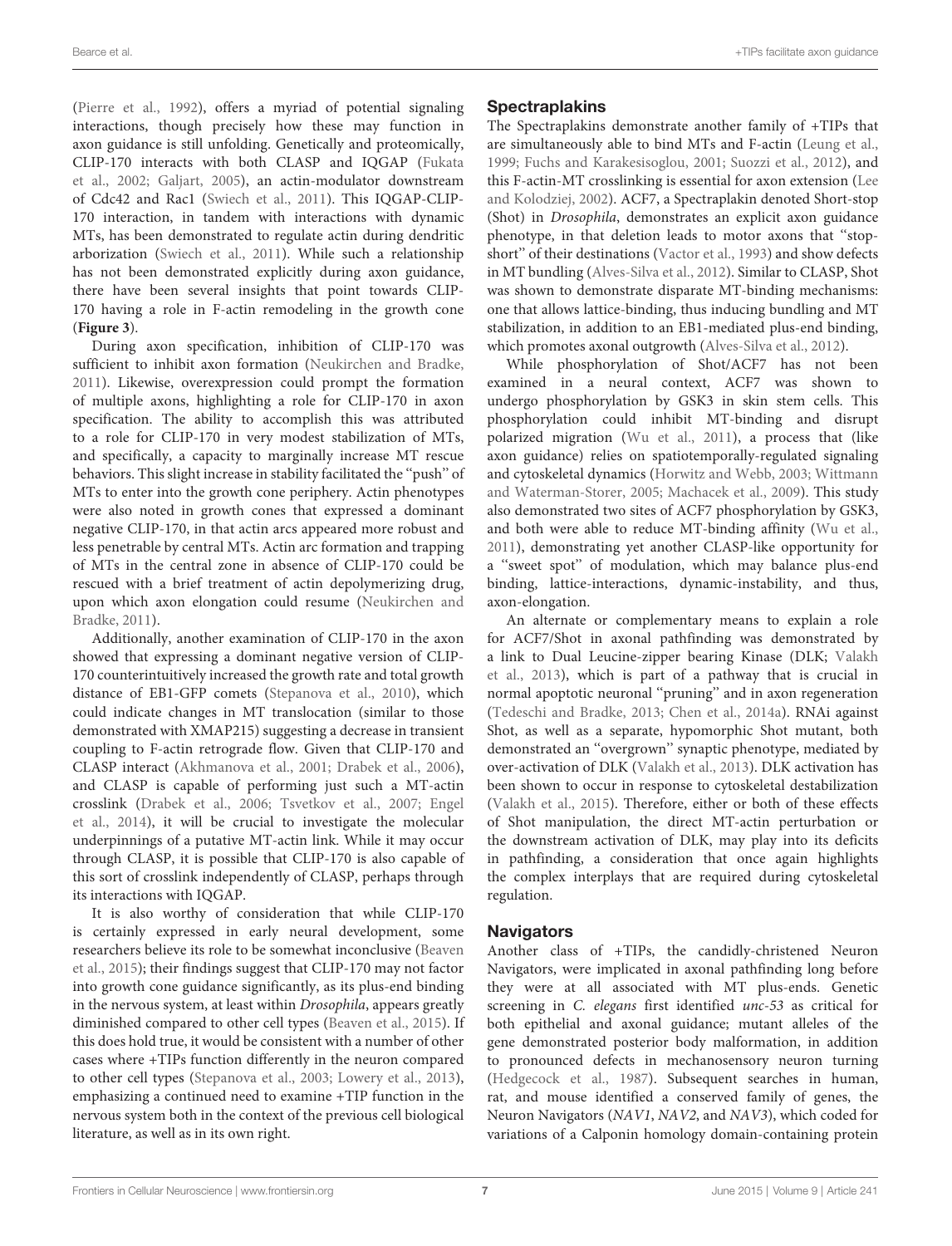(Pierre et al., 1992), offers a myriad of potential signaling interactions, though precisely how these may function in axon guidance is still unfolding. Genetically and proteomically, CLIP-170 interacts with both CLASP and IQGAP (Fukata et al., 2002; Galjart, 2005), an actin-modulator downstream of Cdc42 and Rac1 (Swiech et al., 2011). This IQGAP-CLIP-170 interaction, in tandem with interactions with dynamic MTs, has been demonstrated to regulate actin during dendritic arborization (Swiech et al., 2011). While such a relationship has not been demonstrated explicitly during axon guidance, there have been several insights that point towards CLIP-170 having a role in F-actin remodeling in the growth cone (**Figure 3**).

During axon specification, inhibition of CLIP-170 was sufficient to inhibit axon formation (Neukirchen and Bradke, 2011). Likewise, overexpression could prompt the formation of multiple axons, highlighting a role for CLIP-170 in axon specification. The ability to accomplish this was attributed to a role for CLIP-170 in very modest stabilization of MTs, and specifically, a capacity to marginally increase MT rescue behaviors. This slight increase in stability facilitated the "push" of MTs to enter into the growth cone periphery. Actin phenotypes were also noted in growth cones that expressed a dominant negative CLIP-170, in that actin arcs appeared more robust and less penetrable by central MTs. Actin arc formation and trapping of MTs in the central zone in absence of CLIP-170 could be rescued with a brief treatment of actin depolymerizing drug, upon which axon elongation could resume (Neukirchen and Bradke, 2011).

Additionally, another examination of CLIP-170 in the axon showed that expressing a dominant negative version of CLIP-170 counterintuitively increased the growth rate and total growth distance of EB1-GFP comets (Stepanova et al., 2010), which could indicate changes in MT translocation (similar to those demonstrated with XMAP215) suggesting a decrease in transient coupling to F-actin retrograde flow. Given that CLIP-170 and CLASP interact (Akhmanova et al., 2001; Drabek et al., 2006), and CLASP is capable of performing just such a MT-actin crosslink (Drabek et al., 2006; Tsvetkov et al., 2007; Engel et al., 2014), it will be crucial to investigate the molecular underpinnings of a putative MT-actin link. While it may occur through CLASP, it is possible that CLIP-170 is also capable of this sort of crosslink independently of CLASP, perhaps through its interactions with IQGAP.

It is also worthy of consideration that while CLIP-170 is certainly expressed in early neural development, some researchers believe its role to be somewhat inconclusive (Beaven et al., 2015); their findings suggest that CLIP-170 may not factor into growth cone guidance significantly, as its plus-end binding in the nervous system, at least within *Drosophila*, appears greatly diminished compared to other cell types (Beaven et al., 2015). If this does hold true, it would be consistent with a number of other cases where +TIPs function differently in the neuron compared to other cell types (Stepanova et al., 2003; Lowery et al., 2013), emphasizing a continued need to examine +TIP function in the nervous system both in the context of the previous cell biological literature, as well as in its own right.

## Spectraplakins

The Spectraplakins demonstrate another family of +TIPs that are simultaneously able to bind MTs and F-actin (Leung et al., 1999; Fuchs and Karakesisoglou, 2001; Suozzi et al., 2012), and this F-actin-MT crosslinking is essential for axon extension (Lee and Kolodziej, 2002). ACF7, a Spectraplakin denoted Short-stop (Shot) in *Drosophila*, demonstrates an explicit axon guidance phenotype, in that deletion leads to motor axons that "stop-short" of their destinations (Vactor et al., 1993) and show defects in MT bundling (Alves-Silva et al., 2012). Similar to CLASP, Shot was shown to demonstrate disparate MT-binding mechanisms: one that allows lattice-binding, thus inducing bundling and MT stabilization, in addition to an EB1-mediated plus-end binding, which promotes axonal outgrowth (Alves-Silva et al., 2012).

While phosphorylation of Shot/ACF7 has not been examined in a neural context, ACF7 was shown to undergo phosphorylation by GSK3 in skin stem cells. This phosphorylation could inhibit MT-binding and disrupt polarized migration (Wu et al., 2011), a process that (like axon guidance) relies on spatiotemporally-regulated signaling and cytoskeletal dynamics (Horwitz and Webb, 2003; Wittmann and Waterman-Storer, 2005; Machacek et al., 2009). This study also demonstrated two sites of ACF7 phosphorylation by GSK3, and both were able to reduce MT-binding affinity (Wu et al., 2011), demonstrating yet another CLASP-like opportunity for a "sweet spot" of modulation, which may balance plus-end binding, lattice-interactions, dynamic-instability, and thus, axon-elongation.

An alternate or complementary means to explain a role for ACF7/Shot in axonal pathfinding was demonstrated by a link to Dual Leucine-zipper bearing Kinase (DLK; Valakh et al., 2013), which is part of a pathway that is crucial in normal apoptotic neuronal "pruning" and in axon regeneration (Tedeschi and Bradke, 2013; Chen et al., 2014a). RNAi against Shot, as well as a separate, hypomorphic Shot mutant, both demonstrated an "overgrown" synaptic phenotype, mediated by over-activation of DLK (Valakh et al., 2013). DLK activation has been shown to occur in response to cytoskeletal destabilization (Valakh et al., 2015). Therefore, either or both of these effects of Shot manipulation, the direct MT-actin perturbation or the downstream activation of DLK, may play into its deficits in pathfinding, a consideration that once again highlights the complex interplays that are required during cytoskeletal regulation.

## Navigators

Another class of +TIPs, the candidly-christened Neuron Navigators, were implicated in axonal pathfinding long before they were at all associated with MT plus-ends. Genetic screening in *C. elegans* first identified *unc-53* as critical for both epithelial and axonal guidance; mutant alleles of the gene demonstrated posterior body malformation, in addition to pronounced defects in mechanosensory neuron turning (Hedgecock et al., 1987). Subsequent searches in human, rat, and mouse identified a conserved family of genes, the Neuron Navigators (*NAV1*, *NAV2*, and *NAV3*), which coded for variations of a Calponin homology domain-containing protein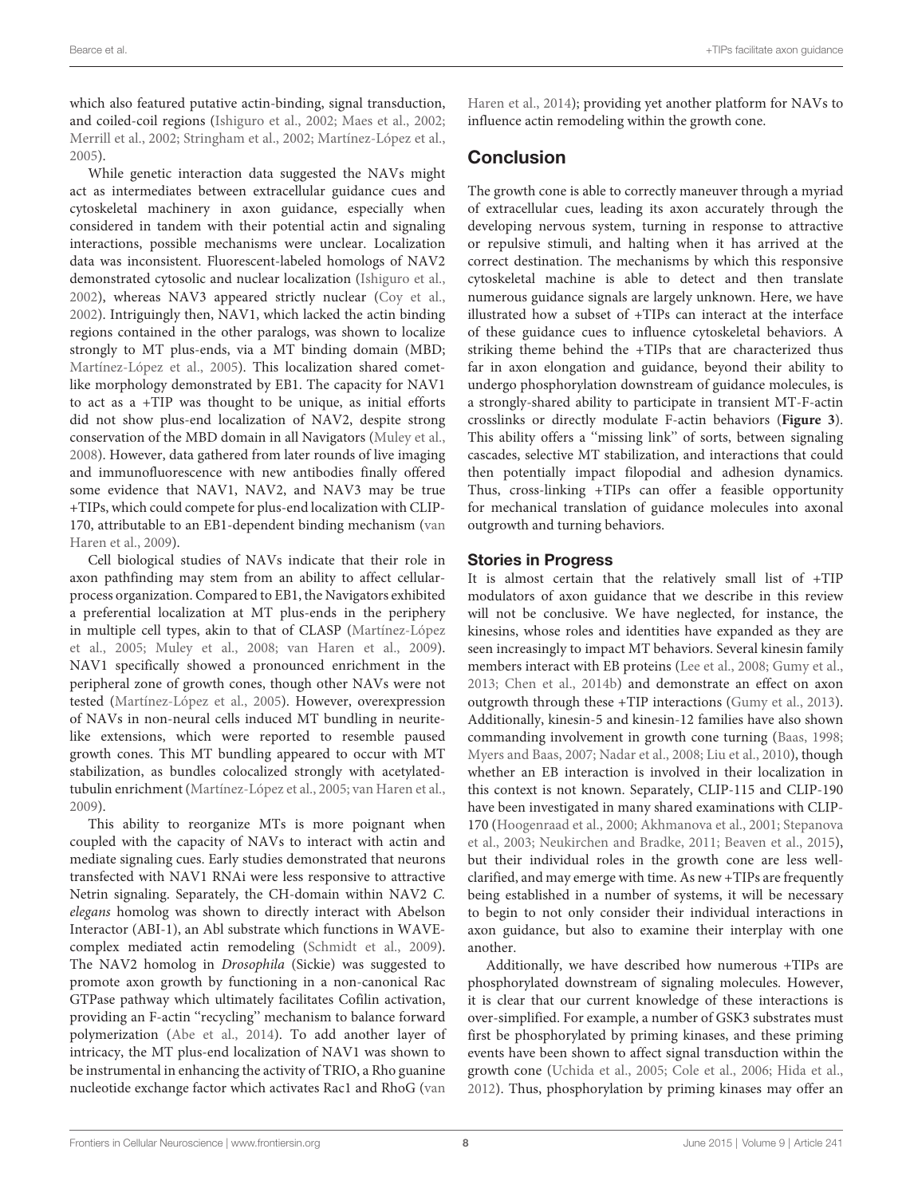which also featured putative actin-binding, signal transduction, and coiled-coil regions (Ishiguro et al., 2002; Maes et al., 2002; Merrill et al., 2002; Stringham et al., 2002; Martínez-López et al., 2005).

While genetic interaction data suggested the NAVs might act as intermediates between extracellular guidance cues and cytoskeletal machinery in axon guidance, especially when considered in tandem with their potential actin and signaling interactions, possible mechanisms were unclear. Localization data was inconsistent. Fluorescent-labeled homologs of NAV2 demonstrated cytosolic and nuclear localization (Ishiguro et al., 2002), whereas NAV3 appeared strictly nuclear (Coy et al., 2002). Intriguingly then, NAV1, which lacked the actin binding regions contained in the other paralogs, was shown to localize strongly to MT plus-ends, via a MT binding domain (MBD; Martínez-López et al., 2005). This localization shared comet-like morphology demonstrated by EB1. The capacity for NAV1 to act as a +TIP was thought to be unique, as initial efforts did not show plus-end localization of NAV2, despite strong conservation of the MBD domain in all Navigators (Muley et al., 2008). However, data gathered from later rounds of live imaging and immunofluorescence with new antibodies finally offered some evidence that NAV1, NAV2, and NAV3 may be true +TIPs, which could compete for plus-end localization with CLIP-170, attributable to an EB1-dependent binding mechanism (van Haren et al., 2009).

Cell biological studies of NAVs indicate that their role in axon pathfinding may stem from an ability to affect cellular-process organization. Compared to EB1, the Navigators exhibited a preferential localization at MT plus-ends in the periphery in multiple cell types, akin to that of CLASP (Martínez-López et al., 2005; Muley et al., 2008; van Haren et al., 2009). NAV1 specifically showed a pronounced enrichment in the peripheral zone of growth cones, though other NAVs were not tested (Martínez-López et al., 2005). However, overexpression of NAVs in non-neural cells induced MT bundling in neurite-like extensions, which were reported to resemble paused growth cones. This MT bundling appeared to occur with MT stabilization, as bundles colocalized strongly with acetylated-tubulin enrichment (Martínez-López et al., 2005; van Haren et al., 2009).

This ability to reorganize MTs is more poignant when coupled with the capacity of NAVs to interact with actin and mediate signaling cues. Early studies demonstrated that neurons transfected with NAV1 RNAi were less responsive to attractive Netrin signaling. Separately, the CH-domain within NAV2 *C. elegans* homolog was shown to directly interact with Abelson Interactor (ABI-1), an Abl substrate which functions in WAVE-complex mediated actin remodeling (Schmidt et al., 2009). The NAV2 homolog in *Drosophila* (Sickie) was suggested to promote axon growth by functioning in a non-canonical Rac GTPase pathway which ultimately facilitates Cofilin activation, providing an F-actin "recycling" mechanism to balance forward polymerization (Abe et al., 2014). To add another layer of intricacy, the MT plus-end localization of NAV1 was shown to be instrumental in enhancing the activity of TRIO, a Rho guanine nucleotide exchange factor which activates Rac1 and RhoG (van Haren et al., 2014); providing yet another platform for NAVs to influence actin remodeling within the growth cone.

## Conclusion

The growth cone is able to correctly maneuver through a myriad of extracellular cues, leading its axon accurately through the developing nervous system, turning in response to attractive or repulsive stimuli, and halting when it has arrived at the correct destination. The mechanisms by which this responsive cytoskeletal machine is able to detect and then translate numerous guidance signals are largely unknown. Here, we have illustrated how a subset of +TIPs can interact at the interface of these guidance cues to influence cytoskeletal behaviors. A striking theme behind the +TIPs that are characterized thus far in axon elongation and guidance, beyond their ability to undergo phosphorylation downstream of guidance molecules, is a strongly-shared ability to participate in transient MT-F-actin crosslinks or directly modulate F-actin behaviors (**Figure 3**). This ability offers a "missing link" of sorts, between signaling cascades, selective MT stabilization, and interactions that could then potentially impact filopodial and adhesion dynamics. Thus, cross-linking +TIPs can offer a feasible opportunity for mechanical translation of guidance molecules into axonal outgrowth and turning behaviors.

### Stories in Progress

It is almost certain that the relatively small list of +TIP modulators of axon guidance that we describe in this review will not be conclusive. We have neglected, for instance, the kinesins, whose roles and identities have expanded as they are seen increasingly to impact MT behaviors. Several kinesin family members interact with EB proteins (Lee et al., 2008; Gumy et al., 2013; Chen et al., 2014b) and demonstrate an effect on axon outgrowth through these +TIP interactions (Gumy et al., 2013). Additionally, kinesin-5 and kinesin-12 families have also shown commanding involvement in growth cone turning (Baas, 1998; Myers and Baas, 2007; Nadar et al., 2008; Liu et al., 2010), though whether an EB interaction is involved in their localization in this context is not known. Separately, CLIP-115 and CLIP-190 have been investigated in many shared examinations with CLIP-170 (Hoogenraad et al., 2000; Akhmanova et al., 2001; Stepanova et al., 2003; Neukirchen and Bradke, 2011; Beaven et al., 2015), but their individual roles in the growth cone are less well-clarified, and may emerge with time. As new +TIPs are frequently being established in a number of systems, it will be necessary to begin to not only consider their individual interactions in axon guidance, but also to examine their interplay with one another.

Additionally, we have described how numerous +TIPs are phosphorylated downstream of signaling molecules. However, it is clear that our current knowledge of these interactions is over-simplified. For example, a number of GSK3 substrates must first be phosphorylated by priming kinases, and these priming events have been shown to affect signal transduction within the growth cone (Uchida et al., 2005; Cole et al., 2006; Hida et al., 2012). Thus, phosphorylation by priming kinases may offer an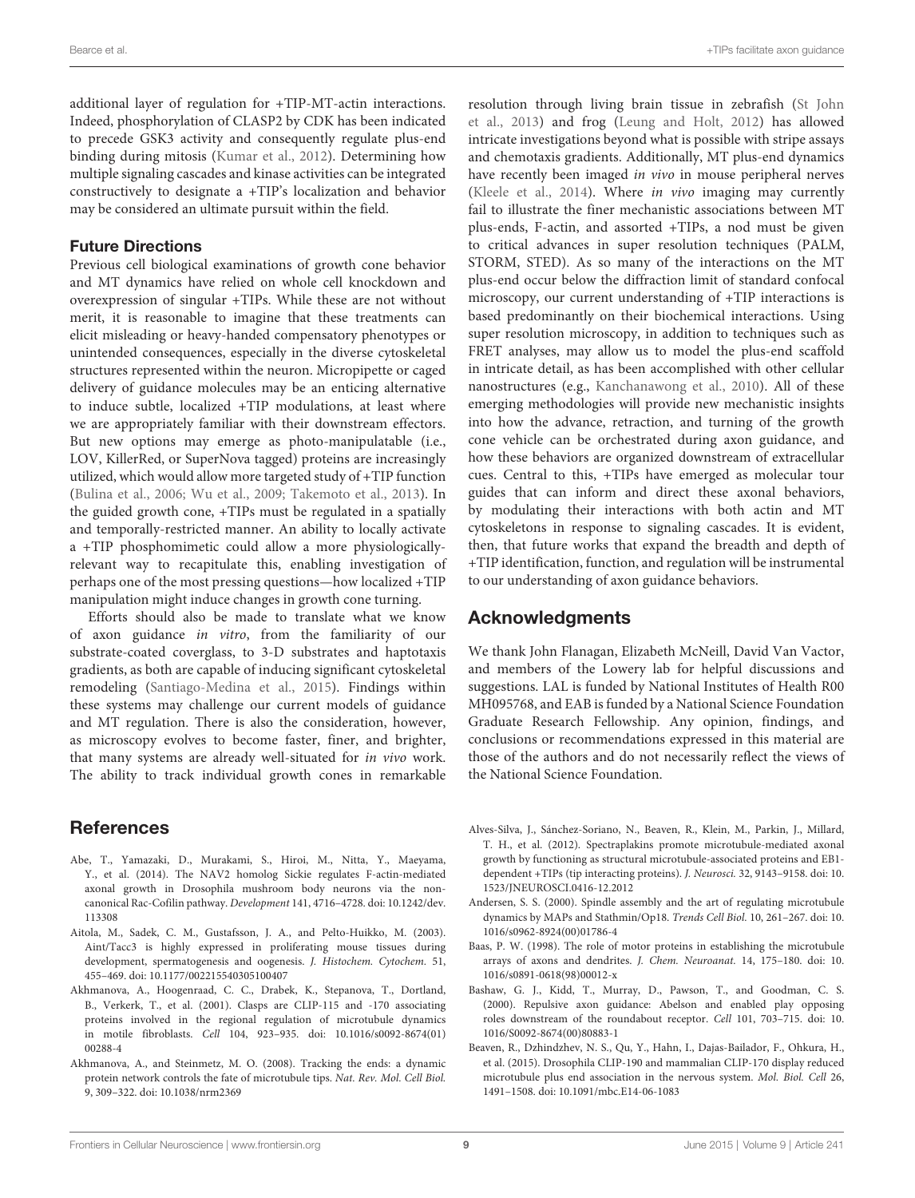additional layer of regulation for +TIP-MT-actin interactions. Indeed, phosphorylation of CLASP2 by CDK has been indicated to precede GSK3 activity and consequently regulate plus-end binding during mitosis (Kumar et al., 2012). Determining how multiple signaling cascades and kinase activities can be integrated constructively to designate a +TIP's localization and behavior may be considered an ultimate pursuit within the field.

### Future Directions

Previous cell biological examinations of growth cone behavior and MT dynamics have relied on whole cell knockdown and overexpression of singular +TIPs. While these are not without merit, it is reasonable to imagine that these treatments can elicit misleading or heavy-handed compensatory phenotypes or unintended consequences, especially in the diverse cytoskeletal structures represented within the neuron. Micropipette or caged delivery of guidance molecules may be an enticing alternative to induce subtle, localized +TIP modulations, at least where we are appropriately familiar with their downstream effectors. But new options may emerge as photo-manipulatable (i.e., LOV, KillerRed, or SuperNova tagged) proteins are increasingly utilized, which would allow more targeted study of +TIP function (Bulina et al., 2006; Wu et al., 2009; Takemoto et al., 2013). In the guided growth cone, +TIPs must be regulated in a spatially and temporally-restricted manner. An ability to locally activate a +TIP phosphomimetic could allow a more physiologically-relevant way to recapitulate this, enabling investigation of perhaps one of the most pressing questions—how localized +TIP manipulation might induce changes in growth cone turning.

Efforts should also be made to translate what we know of axon guidance *in vitro*, from the familiarity of our substrate-coated coverglass, to 3-D substrates and haptotaxis gradients, as both are capable of inducing significant cytoskeletal remodeling (Santiago-Medina et al., 2015). Findings within these systems may challenge our current models of guidance and MT regulation. There is also the consideration, however, as microscopy evolves to become faster, finer, and brighter, that many systems are already well-situated for *in vivo* work. The ability to track individual growth cones in remarkable resolution through living brain tissue in zebrafish (St John et al., 2013) and frog (Leung and Holt, 2012) has allowed intricate investigations beyond what is possible with stripe assays and chemotaxis gradients. Additionally, MT plus-end dynamics have recently been imaged *in vivo* in mouse peripheral nerves (Kleele et al., 2014). Where *in vivo* imaging may currently fail to illustrate the finer mechanistic associations between MT plus-ends, F-actin, and assorted +TIPs, a nod must be given to critical advances in super resolution techniques (PALM, STORM, STED). As so many of the interactions on the MT plus-end occur below the diffraction limit of standard confocal microscopy, our current understanding of +TIP interactions is based predominantly on their biochemical interactions. Using super resolution microscopy, in addition to techniques such as FRET analyses, may allow us to model the plus-end scaffold in intricate detail, as has been accomplished with other cellular nanostructures (e.g., Kanchanawong et al., 2010). All of these emerging methodologies will provide new mechanistic insights into how the advance, retraction, and turning of the growth cone vehicle can be orchestrated during axon guidance, and how these behaviors are organized downstream of extracellular cues. Central to this, +TIPs have emerged as molecular tour guides that can inform and direct these axonal behaviors, by modulating their interactions with both actin and MT cytoskeletons in response to signaling cascades. It is evident, then, that future works that expand the breadth and depth of +TIP identification, function, and regulation will be instrumental to our understanding of axon guidance behaviors.

## Acknowledgments

We thank John Flanagan, Elizabeth McNeill, David Van Vactor, and members of the Lowery lab for helpful discussions and suggestions. LAL is funded by National Institutes of Health R00 MH095768, and EAB is funded by a National Science Foundation Graduate Research Fellowship. Any opinion, findings, and conclusions or recommendations expressed in this material are those of the authors and do not necessarily reflect the views of the National Science Foundation.

## References

Abe, T., Yamazaki, D., Murakami, S., Hiroi, M., Nitta, Y., Maeyama, Y., et al. (2014). The NAV2 homolog Sickie regulates F-actin-mediated axonal growth in Drosophila mushroom body neurons via the non-canonical Rac-Cofilin pathway. *Development* 141, 4716–4728. doi: 10.1242/dev.113308

Aitola, M., Sadek, C. M., Gustafsson, J. A., and Pelto-Huikko, M. (2003). Aint/Tacc3 is highly expressed in proliferating mouse tissues during development, spermatogenesis and oogenesis. *J. Histochem. Cytochem.* 51, 455–469. doi: 10.1177/002215540305100407

Akhmanova, A., Hoogenraad, C. C., Drabek, K., Stepanova, T., Dortland, B., Verkerk, T., et al. (2001). Clasps are CLIP-115 and -170 associating proteins involved in the regional regulation of microtubule dynamics in motile fibroblasts. *Cell* 104, 923–935. doi: 10.1016/s0092-8674(01)00288-4

Akhmanova, A., and Steinmetz, M. O. (2008). Tracking the ends: a dynamic protein network controls the fate of microtubule tips. *Nat. Rev. Mol. Cell Biol.* 9, 309–322. doi: 10.1038/nrm2369

Alves-Silva, J., Sánchez-Soriano, N., Beaven, R., Klein, M., Parkin, J., Millard, T. H., et al. (2012). Spectraplakins promote microtubule-mediated axonal growth by functioning as structural microtubule-associated proteins and EB1-dependent +TIPs (tip interacting proteins). *J. Neurosci.* 32, 9143–9158. doi: 10.1523/JNEUROSCI.0416-12.2012

Andersen, S. S. (2000). Spindle assembly and the art of regulating microtubule dynamics by MAPs and Stathmin/Op18. *Trends Cell Biol.* 10, 261–267. doi: 10.1016/s0962-8924(00)01786-4

Baas, P. W. (1998). The role of motor proteins in establishing the microtubule arrays of axons and dendrites. *J. Chem. Neuroanat.* 14, 175–180. doi: 10.1016/s0891-0618(98)00012-x

Bashaw, G. J., Kidd, T., Murray, D., Pawson, T., and Goodman, C. S. (2000). Repulsive axon guidance: Abelson and enabled play opposing roles downstream of the roundabout receptor. *Cell* 101, 703–715. doi: 10.1016/S0092-8674(00)80883-1

Beaven, R., Dzhindzhev, N. S., Qu, Y., Hahn, I., Dajas-Bailador, F., Ohkura, H., et al. (2015). Drosophila CLIP-190 and mammalian CLIP-170 display reduced microtubule plus end association in the nervous system. *Mol. Biol. Cell* 26, 1491–1508. doi: 10.1091/mbc.E14-06-1083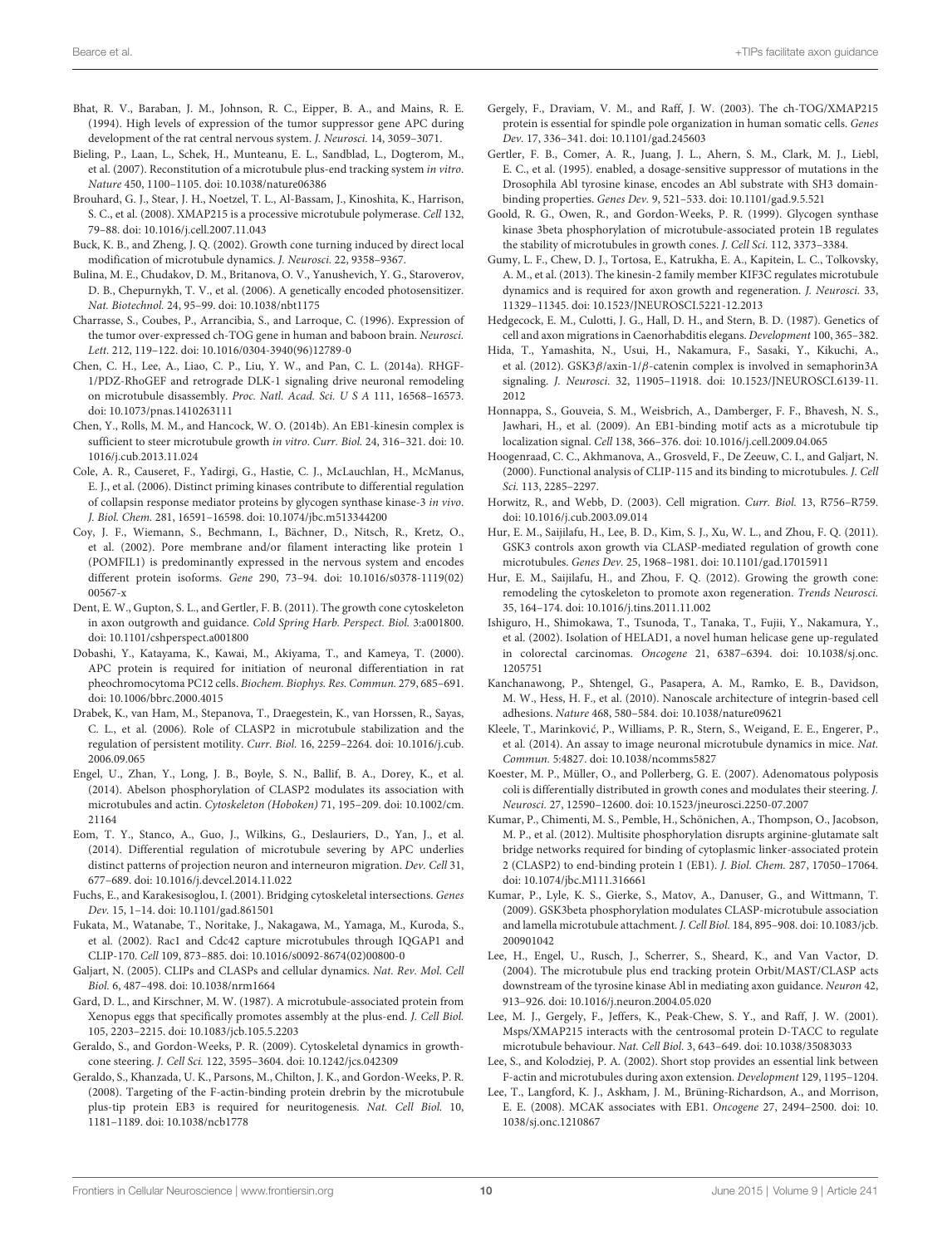Bhat, R. V., Baraban, J. M., Johnson, R. C., Eipper, B. A., and Mains, R. E. (1994). High levels of expression of the tumor suppressor gene APC during development of the rat central nervous system. *J. Neurosci.* 14, 3059–3071.

Bieling, P., Laan, L., Schek, H., Munteanu, E. L., Sandblad, L., Dogterom, M., et al. (2007). Reconstitution of a microtubule plus-end tracking system *in vitro*. *Nature* 450, 1100–1105. doi: 10.1038/nature06386

Brouhard, G. J., Stear, J. H., Noetzel, T. L., Al-Bassam, J., Kinoshita, K., Harrison, S. C., et al. (2008). XMAP215 is a processive microtubule polymerase. *Cell* 132, 79–88. doi: 10.1016/j.cell.2007.11.043

Buck, K. B., and Zheng, J. Q. (2002). Growth cone turning induced by direct local modification of microtubule dynamics. *J. Neurosci.* 22, 9358–9367.

Bulina, M. E., Chudakov, D. M., Britanova, O. V., Yanushevich, Y. G., Staroverov, D. B., Chepurnykh, T. V., et al. (2006). A genetically encoded photosensitizer. *Nat. Biotechnol.* 24, 95–99. doi: 10.1038/nbt1175

Charrasse, S., Coubes, P., Arrancibia, S., and Larroque, C. (1996). Expression of the tumor over-expressed ch-TOG gene in human and baboon brain. *Neurosci. Lett.* 212, 119–122. doi: 10.1016/0304-3940(96)12789-0

Chen, C. H., Lee, A., Liao, C. P., Liu, Y. W., and Pan, C. L. (2014a). RHGF-1/PDZ-RhoGEF and retrograde DLK-1 signaling drive neuronal remodeling on microtubule disassembly. *Proc. Natl. Acad. Sci. U S A* 111, 16568–16573. doi: 10.1073/pnas.1410263111

Chen, Y., Rolls, M. M., and Hancock, W. O. (2014b). An EB1-kinesin complex is sufficient to steer microtubule growth *in vitro*. *Curr. Biol.* 24, 316–321. doi: 10.1016/j.cub.2013.11.024

Cole, A. R., Causeret, F., Yadirgi, G., Hastie, C. J., McLauchlan, H., McManus, E. J., et al. (2006). Distinct priming kinases contribute to differential regulation of collapsin response mediator proteins by glycogen synthase kinase-3 *in vivo*. *J. Biol. Chem.* 281, 16591–16598. doi: 10.1074/jbc.m513344200

Coy, J. F., Wiemann, S., Bechmann, I., Bächner, D., Nitsch, R., Kretz, O., et al. (2002). Pore membrane and/or filament interacting like protein 1 (POMFIL1) is predominantly expressed in the nervous system and encodes different protein isoforms. *Gene* 290, 73–94. doi: 10.1016/s0378-1119(02)00567-x

Dent, E. W., Gupton, S. L., and Gertler, F. B. (2011). The growth cone cytoskeleton in axon outgrowth and guidance. *Cold Spring Harb. Perspect. Biol.* 3:a001800. doi: 10.1101/cshperspect.a001800

Dobashi, Y., Katayama, K., Kawai, M., Akiyama, T., and Kameya, T. (2000). APC protein is required for initiation of neuronal differentiation in rat pheochromocytoma PC12 cells. *Biochem. Biophys. Res. Commun.* 279, 685–691. doi: 10.1006/bbrc.2000.4015

Drabek, K., van Ham, M., Stepanova, T., Draegestein, K., van Horssen, R., Sayas, C. L., et al. (2006). Role of CLASP2 in microtubule stabilization and the regulation of persistent motility. *Curr. Biol.* 16, 2259–2264. doi: 10.1016/j.cub.2006.09.065

Engel, U., Zhan, Y., Long, J. B., Boyle, S. N., Ballif, B. A., Dorey, K., et al. (2014). Abelson phosphorylation of CLASP2 modulates its association with microtubules and actin. *Cytoskeleton (Hoboken)* 71, 195–209. doi: 10.1002/cm.21164

Eom, T. Y., Stanco, A., Guo, J., Wilkins, G., Deslauriers, D., Yan, J., et al. (2014). Differential regulation of microtubule severing by APC underlies distinct patterns of projection neuron and interneuron migration. *Dev. Cell* 31, 677–689. doi: 10.1016/j.devcel.2014.11.022

Fuchs, E., and Karakesisoglou, I. (2001). Bridging cytoskeletal intersections. *Genes Dev.* 15, 1–14. doi: 10.1101/gad.861501

Fukata, M., Watanabe, T., Noritake, J., Nakagawa, M., Yamaga, M., Kuroda, S., et al. (2002). Rac1 and Cdc42 capture microtubules through IQGAP1 and CLIP-170. *Cell* 109, 873–885. doi: 10.1016/s0092-8674(02)00800-0

Galjart, N. (2005). CLIPs and CLASPs and cellular dynamics. *Nat. Rev. Mol. Cell Biol.* 6, 487–498. doi: 10.1038/nrm1664

Gard, D. L., and Kirschner, M. W. (1987). A microtubule-associated protein from Xenopus eggs that specifically promotes assembly at the plus-end. *J. Cell Biol.* 105, 2203–2215. doi: 10.1083/jcb.105.5.2203

Geraldo, S., and Gordon-Weeks, P. R. (2009). Cytoskeletal dynamics in growth-cone steering. *J. Cell Sci.* 122, 3595–3604. doi: 10.1242/jcs.042309

Geraldo, S., Khanzada, U. K., Parsons, M., Chilton, J. K., and Gordon-Weeks, P. R. (2008). Targeting of the F-actin-binding protein drebrin by the microtubule plus-tip protein EB3 is required for neuritogenesis. *Nat. Cell Biol.* 10, 1181–1189. doi: 10.1038/ncb1778

Gergely, F., Draviam, V. M., and Raff, J. W. (2003). The ch-TOG/XMAP215 protein is essential for spindle pole organization in human somatic cells. *Genes Dev.* 17, 336–341. doi: 10.1101/gad.245603

Gertler, F. B., Comer, A. R., Juang, J. L., Ahern, S. M., Clark, M. J., Liebl, E. C., et al. (1995). enabled, a dosage-sensitive suppressor of mutations in the Drosophila Abl tyrosine kinase, encodes an Abl substrate with SH3 domain-binding properties. *Genes Dev.* 9, 521–533. doi: 10.1101/gad.9.5.521

Goold, R. G., Owen, R., and Gordon-Weeks, P. R. (1999). Glycogen synthase kinase 3beta phosphorylation of microtubule-associated protein 1B regulates the stability of microtubules in growth cones. *J. Cell Sci.* 112, 3373–3384.

Gumy, L. F., Chew, D. J., Tortosa, E., Katrukha, E. A., Kapitein, L. C., Tolkovsky, A. M., et al. (2013). The kinesin-2 family member KIF3C regulates microtubule dynamics and is required for axon growth and regeneration. *J. Neurosci.* 33, 11329–11345. doi: 10.1523/JNEUROSCI.5221-12.2013

Hedgecock, E. M., Culotti, J. G., Hall, D. H., and Stern, B. D. (1987). Genetics of cell and axon migrations in Caenorhabditis elegans. *Development* 100, 365–382.

Hida, T., Yamashita, N., Usui, H., Nakamura, F., Sasaki, Y., Kikuchi, A., et al. (2012). GSK3β/axin-1/β-catenin complex is involved in semaphorin3A signaling. *J. Neurosci.* 32, 11905–11918. doi: 10.1523/JNEUROSCI.6139-11.2012

Honnappa, S., Gouveia, S. M., Weisbrich, A., Damberger, F. F., Bhavesh, N. S., Jawhari, H., et al. (2009). An EB1-binding motif acts as a microtubule tip localization signal. *Cell* 138, 366–376. doi: 10.1016/j.cell.2009.04.065

Hoogenraad, C. C., Akhmanova, A., Grosveld, F., De Zeeuw, C. I., and Galjart, N. (2000). Functional analysis of CLIP-115 and its binding to microtubules. *J. Cell Sci.* 113, 2285–2297.

Horwitz, R., and Webb, D. (2003). Cell migration. *Curr. Biol.* 13, R756–R759. doi: 10.1016/j.cub.2003.09.014

Hur, E. M., Saijilafu, H., Lee, B. D., Kim, S. J., Xu, W. L., and Zhou, F. Q. (2011). GSK3 controls axon growth via CLASP-mediated regulation of growth cone microtubules. *Genes Dev.* 25, 1968–1981. doi: 10.1101/gad.17015911

Hur, E. M., Saijilafu, H., and Zhou, F. Q. (2012). Growing the growth cone: remodeling the cytoskeleton to promote axon regeneration. *Trends Neurosci.* 35, 164–174. doi: 10.1016/j.tins.2011.11.002

Ishiguro, H., Shimokawa, T., Tsunoda, T., Tanaka, T., Fujii, Y., Nakamura, Y., et al. (2002). Isolation of HELAD1, a novel human helicase gene up-regulated in colorectal carcinomas. *Oncogene* 21, 6387–6394. doi: 10.1038/sj.onc.1205751

Kanchanawong, P., Shtengel, G., Pasapera, A. M., Ramko, E. B., Davidson, M. W., Hess, H. F., et al. (2010). Nanoscale architecture of integrin-based cell adhesions. *Nature* 468, 580–584. doi: 10.1038/nature09621

Kleele, T., Marinković, P., Williams, P. R., Stern, S., Weigand, E. E., Engerer, P., et al. (2014). An assay to image neuronal microtubule dynamics in mice. *Nat. Commun.* 5:4827. doi: 10.1038/ncomms5827

Koester, M. P., Müller, O., and Pollerberg, G. E. (2007). Adenomatous polyposis coli is differentially distributed in growth cones and modulates their steering. *J. Neurosci.* 27, 12590–12600. doi: 10.1523/jneurosci.2250-07.2007

Kumar, P., Chimenti, M. S., Pemble, H., Schönichen, A., Thompson, O., Jacobson, M. P., et al. (2012). Multisite phosphorylation disrupts arginine-glutamate salt bridge networks required for binding of cytoplasmic linker-associated protein 2 (CLASP2) to end-binding protein 1 (EB1). *J. Biol. Chem.* 287, 17050–17064. doi: 10.1074/jbc.M111.316661

Kumar, P., Lyle, K. S., Gierke, S., Matov, A., Danuser, G., and Wittmann, T. (2009). GSK3beta phosphorylation modulates CLASP-microtubule association and lamella microtubule attachment. *J. Cell Biol.* 184, 895–908. doi: 10.1083/jcb.200901042

Lee, H., Engel, U., Rusch, J., Scherrer, S., Sheard, K., and Van Vactor, D. (2004). The microtubule plus end tracking protein Orbit/MAST/CLASP acts downstream of the tyrosine kinase Abl in mediating axon guidance. *Neuron* 42, 913–926. doi: 10.1016/j.neuron.2004.05.020

Lee, M. J., Gergely, F., Jeffers, K., Peak-Chew, S. Y., and Raff, J. W. (2001). Msps/XMAP215 interacts with the centrosomal protein D-TACC to regulate microtubule behaviour. *Nat. Cell Biol.* 3, 643–649. doi: 10.1038/35083033

Lee, S., and Kolodziej, P. A. (2002). Short stop provides an essential link between F-actin and microtubules during axon extension. *Development* 129, 1195–1204.

Lee, T., Langford, K. J., Askham, J. M., Brüning-Richardson, A., and Morrison, E. E. (2008). MCAK associates with EB1. *Oncogene* 27, 2494–2500. doi: 10.1038/sj.onc.1210867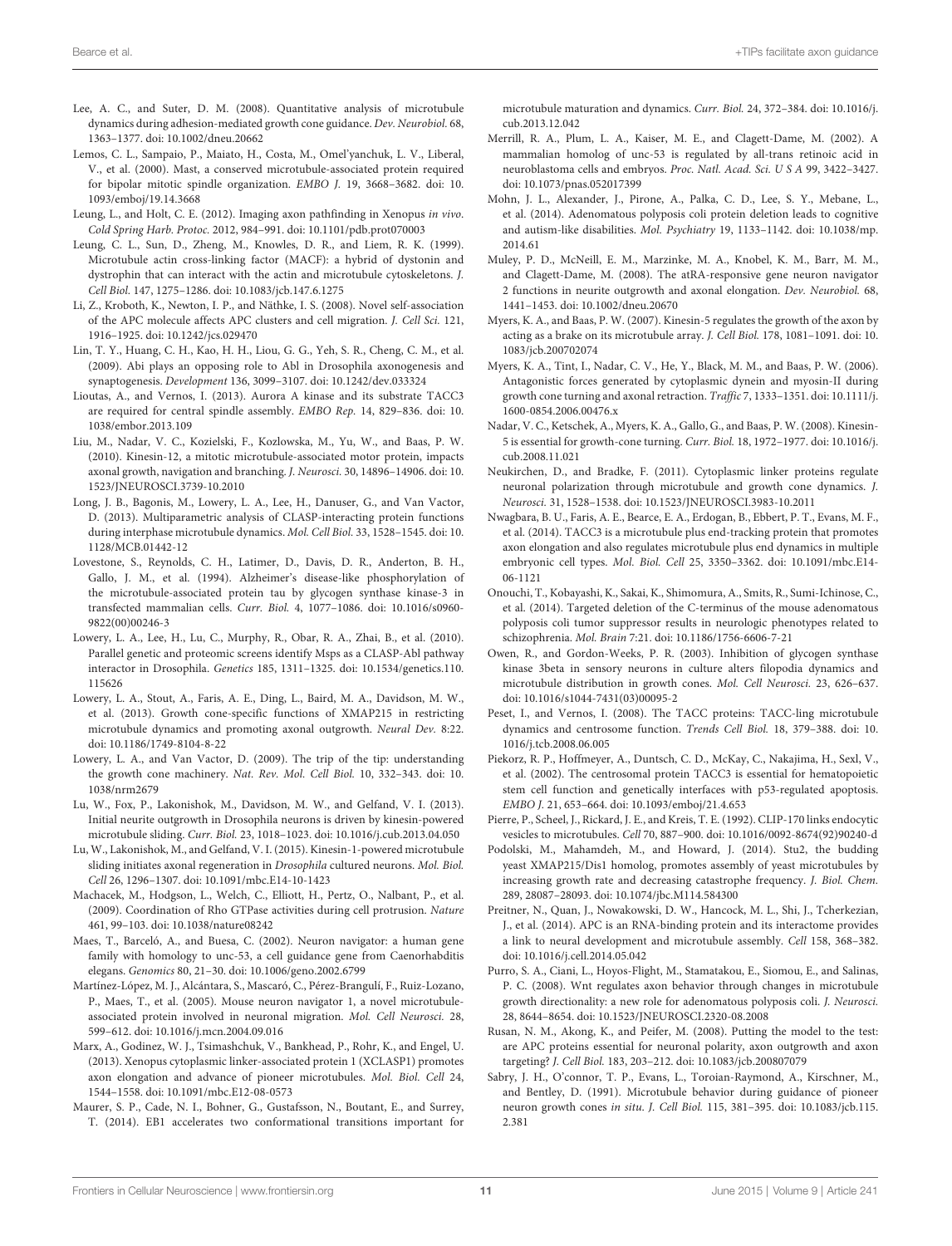Lee, A. C., and Suter, D. M. (2008). Quantitative analysis of microtubule dynamics during adhesion-mediated growth cone guidance. *Dev. Neurobiol.* 68, 1363–1377. doi: 10.1002/dneu.20662

Lemos, C. L., Sampaio, P., Maiato, H., Costa, M., Omel'yanchuk, L. V., Liberal, V., et al. (2000). Mast, a conserved microtubule-associated protein required for bipolar mitotic spindle organization. *EMBO J.* 19, 3668–3682. doi: 10.1093/emboj/19.14.3668

Leung, L., and Holt, C. E. (2012). Imaging axon pathfinding in Xenopus *in vivo*. *Cold Spring Harb. Protoc.* 2012, 984–991. doi: 10.1101/pdb.prot070003

Leung, C. L., Sun, D., Zheng, M., Knowles, D. R., and Liem, R. K. (1999). Microtubule actin cross-linking factor (MACF): a hybrid of dystonin and dystrophin that can interact with the actin and microtubule cytoskeletons. *J. Cell Biol.* 147, 1275–1286. doi: 10.1083/jcb.147.6.1275

Li, Z., Kroboth, K., Newton, I. P., and Näthke, I. S. (2008). Novel self-association of the APC molecule affects APC clusters and cell migration. *J. Cell Sci.* 121, 1916–1925. doi: 10.1242/jcs.029470

Lin, T. Y., Huang, C. H., Kao, H. H., Liou, G. G., Yeh, S. R., Cheng, C. M., et al. (2009). Abi plays an opposing role to Abl in Drosophila axonogenesis and synaptogenesis. *Development* 136, 3099–3107. doi: 10.1242/dev.033324

Lioutas, A., and Vernos, I. (2013). Aurora A kinase and its substrate TACC3 are required for central spindle assembly. *EMBO Rep.* 14, 829–836. doi: 10.1038/embor.2013.109

Liu, M., Nadar, V. C., Kozielski, F., Kozlowska, M., Yu, W., and Baas, P. W. (2010). Kinesin-12, a mitotic microtubule-associated motor protein, impacts axonal growth, navigation and branching. *J. Neurosci.* 30, 14896–14906. doi: 10.1523/JNEUROSCI.3739-10.2010

Long, J. B., Bagonis, M., Lowery, L. A., Lee, H., Danuser, G., and Van Vactor, D. (2013). Multiparametric analysis of CLASP-interacting protein functions during interphase microtubule dynamics. *Mol. Cell Biol.* 33, 1528–1545. doi: 10.1128/MCB.01442-12

Lovestone, S., Reynolds, C. H., Latimer, D., Davis, D. R., Anderton, B. H., Gallo, J. M., et al. (1994). Alzheimer's disease-like phosphorylation of the microtubule-associated protein tau by glycogen synthase kinase-3 in transfected mammalian cells. *Curr. Biol.* 4, 1077–1086. doi: 10.1016/s0960-9822(00)00246-3

Lowery, L. A., Lee, H., Lu, C., Murphy, R., Obar, R. A., Zhai, B., et al. (2010). Parallel genetic and proteomic screens identify Msps as a CLASP-Abl pathway interactor in Drosophila. *Genetics* 185, 1311–1325. doi: 10.1534/genetics.110.115626

Lowery, L. A., Stout, A., Faris, A. E., Ding, L., Baird, M. A., Davidson, M. W., et al. (2013). Growth cone-specific functions of XMAP215 in restricting microtubule dynamics and promoting axonal outgrowth. *Neural Dev.* 8:22. doi: 10.1186/1749-8104-8-22

Lowery, L. A., and Van Vactor, D. (2009). The trip of the tip: understanding the growth cone machinery. *Nat. Rev. Mol. Cell Biol.* 10, 332–343. doi: 10.1038/nrm2679

Lu, W., Fox, P., Lakonishok, M., Davidson, M. W., and Gelfand, V. I. (2013). Initial neurite outgrowth in Drosophila neurons is driven by kinesin-powered microtubule sliding. *Curr. Biol.* 23, 1018–1023. doi: 10.1016/j.cub.2013.04.050

Lu, W., Lakonishok, M., and Gelfand, V. I. (2015). Kinesin-1-powered microtubule sliding initiates axonal regeneration in *Drosophila* cultured neurons. *Mol. Biol. Cell* 26, 1296–1307. doi: 10.1091/mbc.E14-10-1423

Machacek, M., Hodgson, L., Welch, C., Elliott, H., Pertz, O., Nalbant, P., et al. (2009). Coordination of Rho GTPase activities during cell protrusion. *Nature* 461, 99–103. doi: 10.1038/nature08242

Maes, T., Barceló, A., and Buesa, C. (2002). Neuron navigator: a human gene family with homology to unc-53, a cell guidance gene from Caenorhabditis elegans. *Genomics* 80, 21–30. doi: 10.1006/geno.2002.6799

Martínez-López, M. J., Alcántara, S., Mascaró, C., Pérez-Branguli, F., Ruiz-Lozano, P., Maes, T., et al. (2005). Mouse neuron navigator 1, a novel microtubule-associated protein involved in neuronal migration. *Mol. Cell Neurosci.* 28, 599–612. doi: 10.1016/j.mcn.2004.09.016

Marx, A., Godinez, W. J., Tsimashchuk, V., Bankhead, P., Rohr, K., and Engel, U. (2013). Xenopus cytoplasmic linker-associated protein 1 (XCLASP1) promotes axon elongation and advance of pioneer microtubules. *Mol. Biol. Cell* 24, 1544–1558. doi: 10.1091/mbc.E12-08-0573

Maurer, S. P., Cade, N. I., Bohner, G., Gustafsson, N., Boutant, E., and Surrey, T. (2014). EB1 accelerates two conformational transitions important for microtubule maturation and dynamics. *Curr. Biol.* 24, 372–384. doi: 10.1016/j.cub.2013.12.042

Merrill, R. A., Plum, L. A., Kaiser, M. E., and Clagett-Dame, M. (2002). A mammalian homolog of unc-53 is regulated by all-trans retinoic acid in neuroblastoma cells and embryos. *Proc. Natl. Acad. Sci. U S A* 99, 3422–3427. doi: 10.1073/pnas.052017399

Mohn, J. L., Alexander, J., Pirone, A., Palka, C. D., Lee, S. Y., Mebane, L., et al. (2014). Adenomatous polyposis coli protein deletion leads to cognitive and autism-like disabilities. *Mol. Psychiatry* 19, 1133–1142. doi: 10.1038/mp.2014.61

Muley, P. D., McNeill, E. M., Marzinke, M. A., Knobel, K. M., Barr, M. M., and Clagett-Dame, M. (2008). The atRA-responsive gene neuron navigator 2 functions in neurite outgrowth and axonal elongation. *Dev. Neurobiol.* 68, 1441–1453. doi: 10.1002/dneu.20670

Myers, K. A., and Baas, P. W. (2007). Kinesin-5 regulates the growth of the axon by acting as a brake on its microtubule array. *J. Cell Biol.* 178, 1081–1091. doi: 10.1083/jcb.200702074

Myers, K. A., Tint, I., Nadar, C. V., He, Y., Black, M. M., and Baas, P. W. (2006). Antagonistic forces generated by cytoplasmic dynein and myosin-II during growth cone turning and axonal retraction. *Traffic* 7, 1333–1351. doi: 10.1111/j.1600-0854.2006.00476.x

Nadar, V. C., Ketschek, A., Myers, K. A., Gallo, G., and Baas, P. W. (2008). Kinesin-5 is essential for growth-cone turning. *Curr. Biol.* 18, 1972–1977. doi: 10.1016/j.cub.2008.11.021

Neukirchen, D., and Bradke, F. (2011). Cytoplasmic linker proteins regulate neuronal polarization through microtubule and growth cone dynamics. *J. Neurosci.* 31, 1528–1538. doi: 10.1523/JNEUROSCI.3983-10.2011

Nwagbara, B. U., Faris, A. E., Bearce, E. A., Erdogan, B., Ebbert, P. T., Evans, M. F., et al. (2014). TACC3 is a microtubule plus end-tracking protein that promotes axon elongation and also regulates microtubule plus end dynamics in multiple embryonic cell types. *Mol. Biol. Cell* 25, 3350–3362. doi: 10.1091/mbc.E14-06-1121

Onouchi, T., Kobayashi, K., Sakai, K., Shimomura, A., Smits, R., Sumi-Ichinose, C., et al. (2014). Targeted deletion of the C-terminus of the mouse adenomatous polyposis coli tumor suppressor results in neurologic phenotypes related to schizophrenia. *Mol. Brain* 7:21. doi: 10.1186/1756-6606-7-21

Owen, R., and Gordon-Weeks, P. R. (2003). Inhibition of glycogen synthase kinase 3beta in sensory neurons in culture alters filopodia dynamics and microtubule distribution in growth cones. *Mol. Cell Neurosci.* 23, 626–637. doi: 10.1016/s1044-7431(03)00095-2

Peset, I., and Vernos, I. (2008). The TACC proteins: TACC-ling microtubule dynamics and centrosome function. *Trends Cell Biol.* 18, 379–388. doi: 10.1016/j.tcb.2008.06.005

Piekorz, R. P., Hoffmeyer, A., Duntsch, C. D., McKay, C., Nakajima, H., Sexl, V., et al. (2002). The centrosomal protein TACC3 is essential for hematopoietic stem cell function and genetically interfaces with p53-regulated apoptosis. *EMBO J.* 21, 653–664. doi: 10.1093/emboj/21.4.653

Pierre, P., Scheel, J., Rickard, J. E., and Kreis, T. E. (1992). CLIP-170 links endocytic vesicles to microtubules. *Cell* 70, 887–900. doi: 10.1016/0092-8674(92)90240-d

Podolski, M., Mahamdeh, M., and Howard, J. (2014). Stu2, the budding yeast XMAP215/Dis1 homolog, promotes assembly of yeast microtubules by increasing growth rate and decreasing catastrophe frequency. *J. Biol. Chem.* 289, 28087–28093. doi: 10.1074/jbc.M114.584300

Preitner, N., Quan, J., Nowakowski, D. W., Hancock, M. L., Shi, J., Tcherkezian, J., et al. (2014). APC is an RNA-binding protein and its interactome provides a link to neural development and microtubule assembly. *Cell* 158, 368–382. doi: 10.1016/j.cell.2014.05.042

Purro, S. A., Ciani, L., Hoyos-Flight, M., Stamatakou, E., Siomou, E., and Salinas, P. C. (2008). Wnt regulates axon behavior through changes in microtubule growth directionality: a new role for adenomatous polyposis coli. *J. Neurosci.* 28, 8644–8654. doi: 10.1523/JNEUROSCI.2320-08.2008

Rusan, N. M., Akong, K., and Peifer, M. (2008). Putting the model to the test: are APC proteins essential for neuronal polarity, axon outgrowth and axon targeting? *J. Cell Biol.* 183, 203–212. doi: 10.1083/jcb.200807079

Sabry, J. H., O'connor, T. P., Evans, L., Toroian-Raymond, A., Kirschner, M., and Bentley, D. (1991). Microtubule behavior during guidance of pioneer neuron growth cones *in situ*. *J. Cell Biol.* 115, 381–395. doi: 10.1083/jcb.115.2.381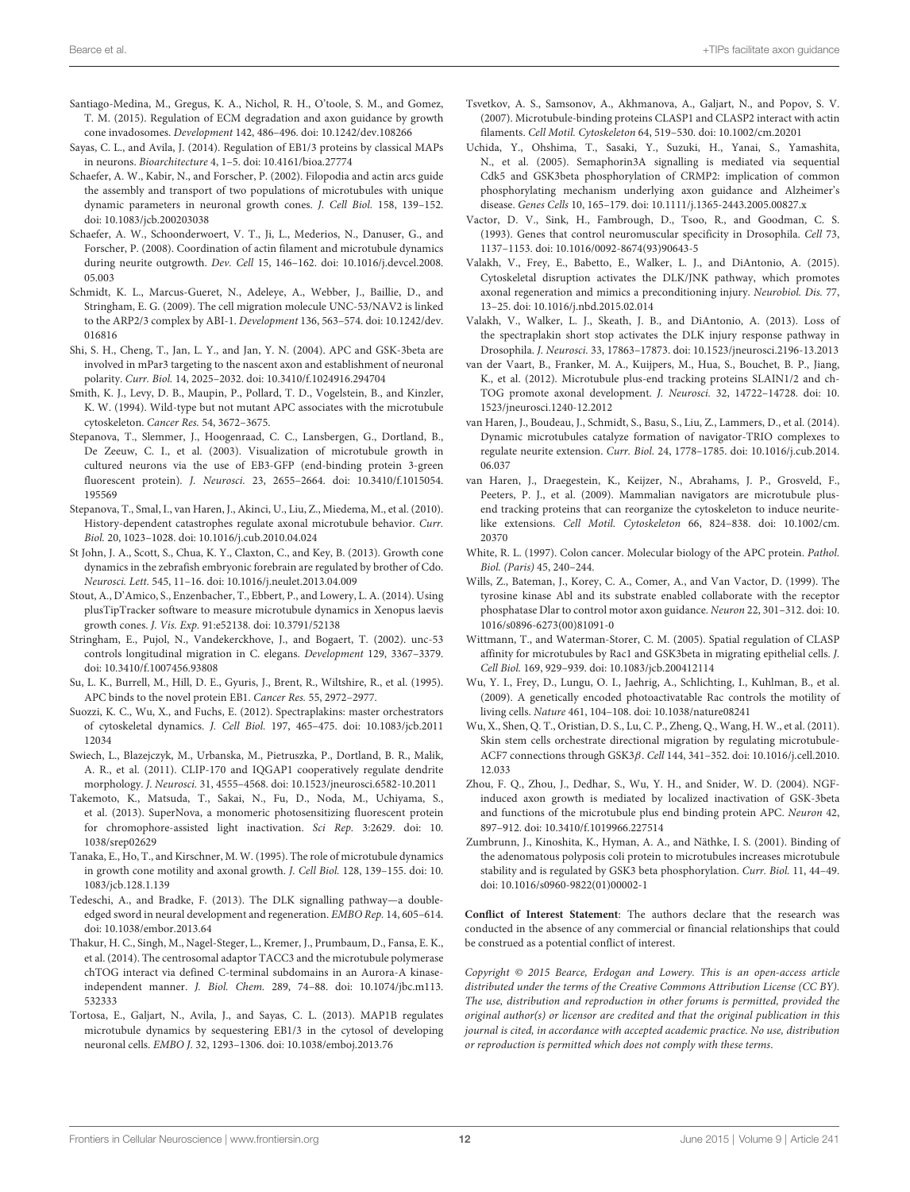Santiago-Medina, M., Gregus, K. A., Nichol, R. H., O'toole, S. M., and Gomez, T. M. (2015). Regulation of ECM degradation and axon guidance by growth cone invadosomes. *Development* 142, 486–496. doi: 10.1242/dev.108266

Sayas, C. L., and Avila, J. (2014). Regulation of EB1/3 proteins by classical MAPs in neurons. *Bioarchitecture* 4, 1–5. doi: 10.4161/bioa.27774

Schaefer, A. W., Kabir, N., and Forscher, P. (2002). Filopodia and actin arcs guide the assembly and transport of two populations of microtubules with unique dynamic parameters in neuronal growth cones. *J. Cell Biol.* 158, 139–152. doi: 10.1083/jcb.200203038

Schaefer, A. W., Schoonderwoert, V. T., Ji, L., Mederios, N., Danuser, G., and Forscher, P. (2008). Coordination of actin filament and microtubule dynamics during neurite outgrowth. *Dev. Cell* 15, 146–162. doi: 10.1016/j.devcel.2008.05.003

Schmidt, K. L., Marcus-Gueret, N., Adeleye, A., Webber, J., Baillie, D., and Stringham, E. G. (2009). The cell migration molecule UNC-53/NAV2 is linked to the ARP2/3 complex by ABI-1. *Development* 136, 563–574. doi: 10.1242/dev.016816

Shi, S. H., Cheng, T., Jan, L. Y., and Jan, Y. N. (2004). APC and GSK-3beta are involved in mPar3 targeting to the nascent axon and establishment of neuronal polarity. *Curr. Biol.* 14, 2025–2032. doi: 10.3410/f.1024916.294704

Smith, K. J., Levy, D. B., Maupin, P., Pollard, T. D., Vogelstein, B., and Kinzler, K. W. (1994). Wild-type but not mutant APC associates with the microtubule cytoskeleton. *Cancer Res.* 54, 3672–3675.

Stepanova, T., Slemmer, J., Hoogenraad, C. C., Lansbergen, G., Dortland, B., De Zeeuw, C. I., et al. (2003). Visualization of microtubule growth in cultured neurons via the use of EB3-GFP (end-binding protein 3-green fluorescent protein). *J. Neurosci.* 23, 2655–2664. doi: 10.3410/f.1015054.195569

Stepanova, T., Smal, I., van Haren, J., Akinci, U., Liu, Z., Miedema, M., et al. (2010). History-dependent catastrophes regulate axonal microtubule behavior. *Curr. Biol.* 20, 1023–1028. doi: 10.1016/j.cub.2010.04.024

St John, J. A., Scott, S., Chua, K. Y., Claxton, C., and Key, B. (2013). Growth cone dynamics in the zebrafish embryonic forebrain are regulated by brother of Cdo. *Neurosci. Lett.* 545, 11–16. doi: 10.1016/j.neulet.2013.04.009

Stout, A., D'Amico, S., Enzenbacher, T., Ebbert, P., and Lowery, L. A. (2014). Using plusTipTracker software to measure microtubule dynamics in Xenopus laevis growth cones. *J. Vis. Exp.* 91:e52138. doi: 10.3791/52138

Stringham, E., Pujol, N., Vandekerckhove, J., and Bogaert, T. (2002). unc-53 controls longitudinal migration in C. elegans. *Development* 129, 3367–3379. doi: 10.3410/f.1007456.93808

Su, L. K., Burrell, M., Hill, D. E., Gyuris, J., Brent, R., Wiltshire, R., et al. (1995). APC binds to the novel protein EB1. *Cancer Res.* 55, 2972–2977.

Suozzi, K. C., Wu, X., and Fuchs, E. (2012). Spectraplakins: master orchestrators of cytoskeletal dynamics. *J. Cell Biol.* 197, 465–475. doi: 10.1083/jcb.201112034

Swiech, L., Blazejczyk, M., Urbanska, M., Pietruszka, P., Dortland, B. R., Malik, A. R., et al. (2011). CLIP-170 and IQGAP1 cooperatively regulate dendrite morphology. *J. Neurosci.* 31, 4555–4568. doi: 10.1523/jneurosci.6582-10.2011

Takemoto, K., Matsuda, T., Sakai, N., Fu, D., Noda, M., Uchiyama, S., et al. (2013). SuperNova, a monomeric photosensitizing fluorescent protein for chromophore-assisted light inactivation. *Sci Rep.* 3:2629. doi: 10.1038/srep02629

Tanaka, E., Ho, T., and Kirschner, M. W. (1995). The role of microtubule dynamics in growth cone motility and axonal growth. *J. Cell Biol.* 128, 139–155. doi: 10.1083/jcb.128.1.139

Tedeschi, A., and Bradke, F. (2013). The DLK signalling pathway—a double-edged sword in neural development and regeneration. *EMBO Rep.* 14, 605–614. doi: 10.1038/embor.2013.64

Thakur, H. C., Singh, M., Nagel-Steger, L., Kremer, J., Prumbaum, D., Fansa, E. K., et al. (2014). The centrosomal adaptor TACC3 and the microtubule polymerase chTOG interact via defined C-terminal subdomains in an Aurora-A kinase-independent manner. *J. Biol. Chem.* 289, 74–88. doi: 10.1074/jbc.m113.532333

Tortosa, E., Galjart, N., Avila, J., and Sayas, C. L. (2013). MAP1B regulates microtubule dynamics by sequestering EB1/3 in the cytosol of developing neuronal cells. *EMBO J.* 32, 1293–1306. doi: 10.1038/emboj.2013.76

Tsvetkov, A. S., Samsonov, A., Akhmanova, A., Galjart, N., and Popov, S. V. (2007). Microtubule-binding proteins CLASP1 and CLASP2 interact with actin filaments. *Cell Motil. Cytoskeleton* 64, 519–530. doi: 10.1002/cm.20201

Uchida, Y., Ohshima, T., Sasaki, Y., Suzuki, H., Yanai, S., Yamashita, N., et al. (2005). Semaphorin3A signalling is mediated via sequential Cdk5 and GSK3beta phosphorylation of CRMP2: implication of common phosphorylating mechanism underlying axon guidance and Alzheimer's disease. *Genes Cells* 10, 165–179. doi: 10.1111/j.1365-2443.2005.00827.x

Vactor, D. V., Sink, H., Fambrough, D., Tsoo, R., and Goodman, C. S. (1993). Genes that control neuromuscular specificity in Drosophila. *Cell* 73, 1137–1153. doi: 10.1016/0092-8674(93)90643-5

Valakh, V., Frey, E., Babetto, E., Walker, L. J., and DiAntonio, A. (2015). Cytoskeletal disruption activates the DLK/JNK pathway, which promotes axonal regeneration and mimics a preconditioning injury. *Neurobiol. Dis.* 77, 13–25. doi: 10.1016/j.nbd.2015.02.014

Valakh, V., Walker, L. J., Skeath, J. B., and DiAntonio, A. (2013). Loss of the spectraplakin short stop activates the DLK injury response pathway in Drosophila. *J. Neurosci.* 33, 17863–17873. doi: 10.1523/jneurosci.2196-13.2013

van der Vaart, B., Franker, M. A., Kuijpers, M., Hua, S., Bouchet, B. P., Jiang, K., et al. (2012). Microtubule plus-end tracking proteins SLAIN1/2 and ch-TOG promote axonal development. *J. Neurosci.* 32, 14722–14728. doi: 10.1523/jneurosci.1240-12.2012

van Haren, J., Boudeau, J., Schmidt, S., Basu, S., Liu, Z., Lammers, D., et al. (2014). Dynamic microtubules catalyze formation of navigator-TRIO complexes to regulate neurite extension. *Curr. Biol.* 24, 1778–1785. doi: 10.1016/j.cub.2014.06.037

van Haren, J., Draegestein, K., Keijzer, N., Abrahams, J. P., Grosveld, F., Peeters, P. J., et al. (2009). Mammalian navigators are microtubule plus-end tracking proteins that can reorganize the cytoskeleton to induce neurite-like extensions. *Cell Motil. Cytoskeleton* 66, 824–838. doi: 10.1002/cm.20370

White, R. L. (1997). Colon cancer. Molecular biology of the APC protein. *Pathol. Biol. (Paris)* 45, 240–244.

Wills, Z., Bateman, J., Korey, C. A., Comer, A., and Van Vactor, D. (1999). The tyrosine kinase Abl and its substrate enabled collaborate with the receptor phosphatase Dlar to control motor axon guidance. *Neuron* 22, 301–312. doi: 10.1016/s0896-6273(00)81091-0

Wittmann, T., and Waterman-Storer, C. M. (2005). Spatial regulation of CLASP affinity for microtubules by Rac1 and GSK3beta in migrating epithelial cells. *J. Cell Biol.* 169, 929–939. doi: 10.1083/jcb.200412114

Wu, Y. I., Frey, D., Lungu, O. I., Jaehrig, A., Schlichting, I., Kuhlman, B., et al. (2009). A genetically encoded photoactivatable Rac controls the motility of living cells. *Nature* 461, 104–108. doi: 10.1038/nature08241

Wu, X., Shen, Q. T., Oristian, D. S., Lu, C. P., Zheng, Q., Wang, H. W., et al. (2011). Skin stem cells orchestrate directional migration by regulating microtubule-ACF7 connections through GSK3β. *Cell* 144, 341–352. doi: 10.1016/j.cell.2010.12.033

Zhou, F. Q., Zhou, J., Dedhar, S., Wu, Y. H., and Snider, W. D. (2004). NGF-induced axon growth is mediated by localized inactivation of GSK-3beta and functions of the microtubule plus end binding protein APC. *Neuron* 42, 897–912. doi: 10.3410/f.1019966.227514

Zumbrunn, J., Kinoshita, K., Hyman, A. A., and Näthke, I. S. (2001). Binding of the adenomatous polyposis coli protein to microtubules increases microtubule stability and is regulated by GSK3 beta phosphorylation. *Curr. Biol.* 11, 44–49. doi: 10.1016/s0960-9822(01)00002-1

**Conflict of Interest Statement**: The authors declare that the research was conducted in the absence of any commercial or financial relationships that could be construed as a potential conflict of interest.

*Copyright © 2015 Bearce, Erdogan and Lowery. This is an open-access article distributed under the terms of the Creative Commons Attribution License (CC BY). The use, distribution and reproduction in other forums is permitted, provided the original author(s) or licensor are credited and that the original publication in this journal is cited, in accordance with accepted academic practice. No use, distribution or reproduction is permitted which does not comply with these terms.*